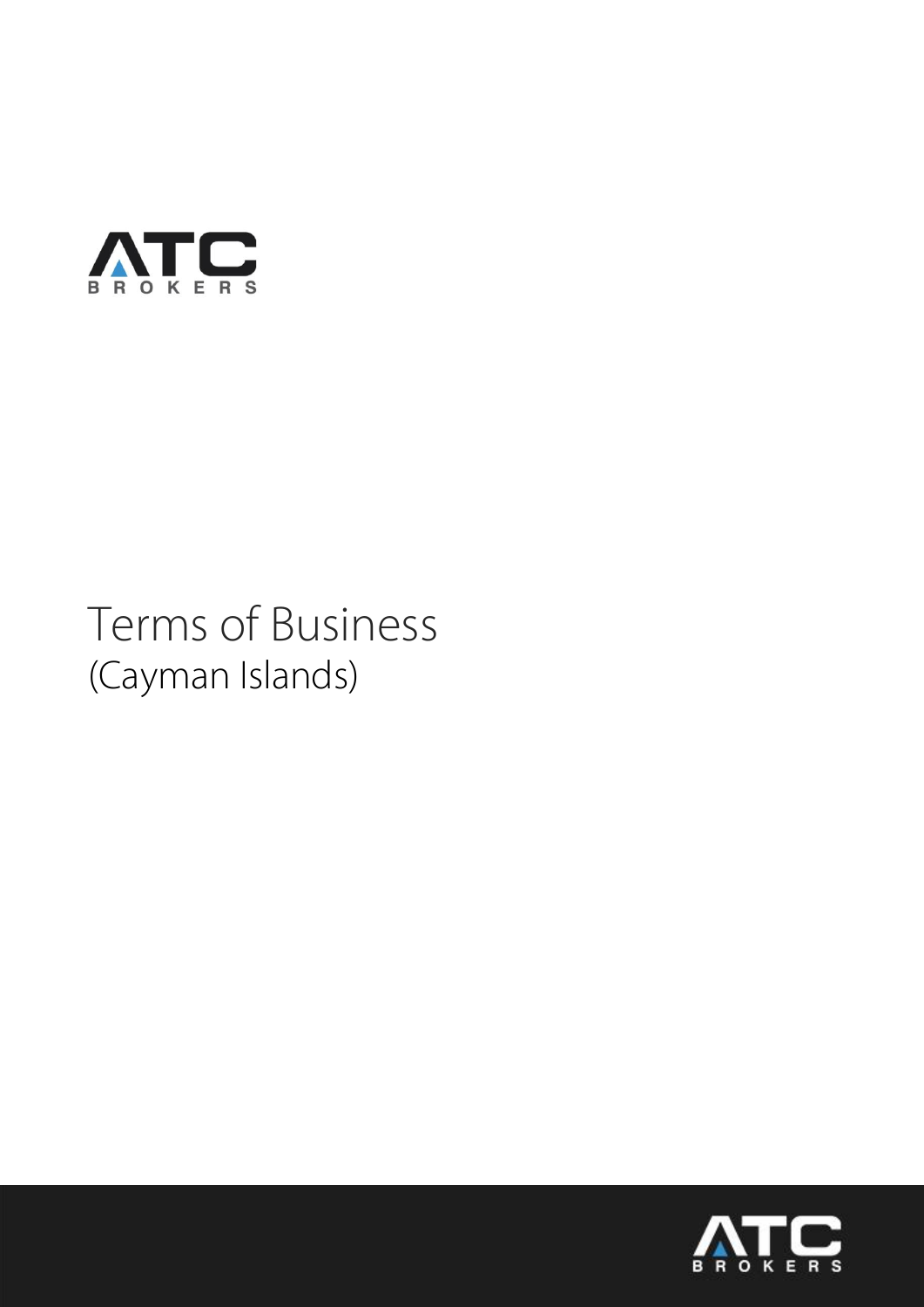ATC BROKERS

# Terms of Business
(Cayman Islands)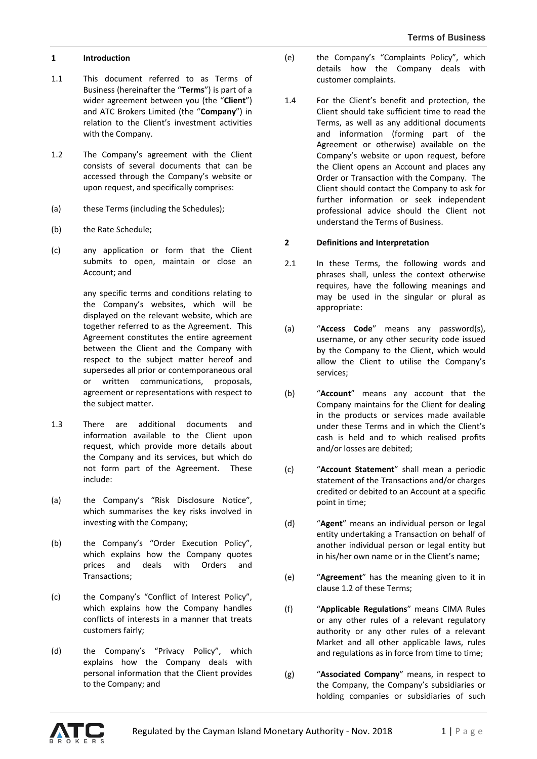## 1 Introduction

1.1 This document referred to as Terms of Business (hereinafter the "**Terms**") is part of a wider agreement between you (the "**Client**") and ATC Brokers Limited (the "**Company**") in relation to the Client's investment activities with the Company.

1.2 The Company's agreement with the Client consists of several documents that can be accessed through the Company's website or upon request, and specifically comprises:

(a) these Terms (including the Schedules);

(b) the Rate Schedule;

(c) any application or form that the Client submits to open, maintain or close an Account; and

any specific terms and conditions relating to the Company's websites, which will be displayed on the relevant website, which are together referred to as the Agreement. This Agreement constitutes the entire agreement between the Client and the Company with respect to the subject matter hereof and supersedes all prior or contemporaneous oral or written communications, proposals, agreement or representations with respect to the subject matter.

1.3 There are additional documents and information available to the Client upon request, which provide more details about the Company and its services, but which do not form part of the Agreement. These include:

(a) the Company's "Risk Disclosure Notice", which summarises the key risks involved in investing with the Company;

(b) the Company's "Order Execution Policy", which explains how the Company quotes prices and deals with Orders and Transactions;

(c) the Company's "Conflict of Interest Policy", which explains how the Company handles conflicts of interests in a manner that treats customers fairly;

(d) the Company's "Privacy Policy", which explains how the Company deals with personal information that the Client provides to the Company; and

(e) the Company's "Complaints Policy", which details how the Company deals with customer complaints.

1.4 For the Client's benefit and protection, the Client should take sufficient time to read the Terms, as well as any additional documents and information (forming part of the Agreement or otherwise) available on the Company's website or upon request, before the Client opens an Account and places any Order or Transaction with the Company. The Client should contact the Company to ask for further information or seek independent professional advice should the Client not understand the Terms of Business.

## 2 Definitions and Interpretation

2.1 In these Terms, the following words and phrases shall, unless the context otherwise requires, have the following meanings and may be used in the singular or plural as appropriate:

(a) "**Access Code**" means any password(s), username, or any other security code issued by the Company to the Client, which would allow the Client to utilise the Company's services;

(b) "**Account**" means any account that the Company maintains for the Client for dealing in the products or services made available under these Terms and in which the Client's cash is held and to which realised profits and/or losses are debited;

(c) "**Account Statement**" shall mean a periodic statement of the Transactions and/or charges credited or debited to an Account at a specific point in time;

(d) "**Agent**" means an individual person or legal entity undertaking a Transaction on behalf of another individual person or legal entity but in his/her own name or in the Client's name;

(e) "**Agreement**" has the meaning given to it in clause 1.2 of these Terms;

(f) "**Applicable Regulations**" means CIMA Rules or any other rules of a relevant regulatory authority or any other rules of a relevant Market and all other applicable laws, rules and regulations as in force from time to time;

(g) "**Associated Company**" means, in respect to the Company, the Company's subsidiaries or holding companies or subsidiaries of such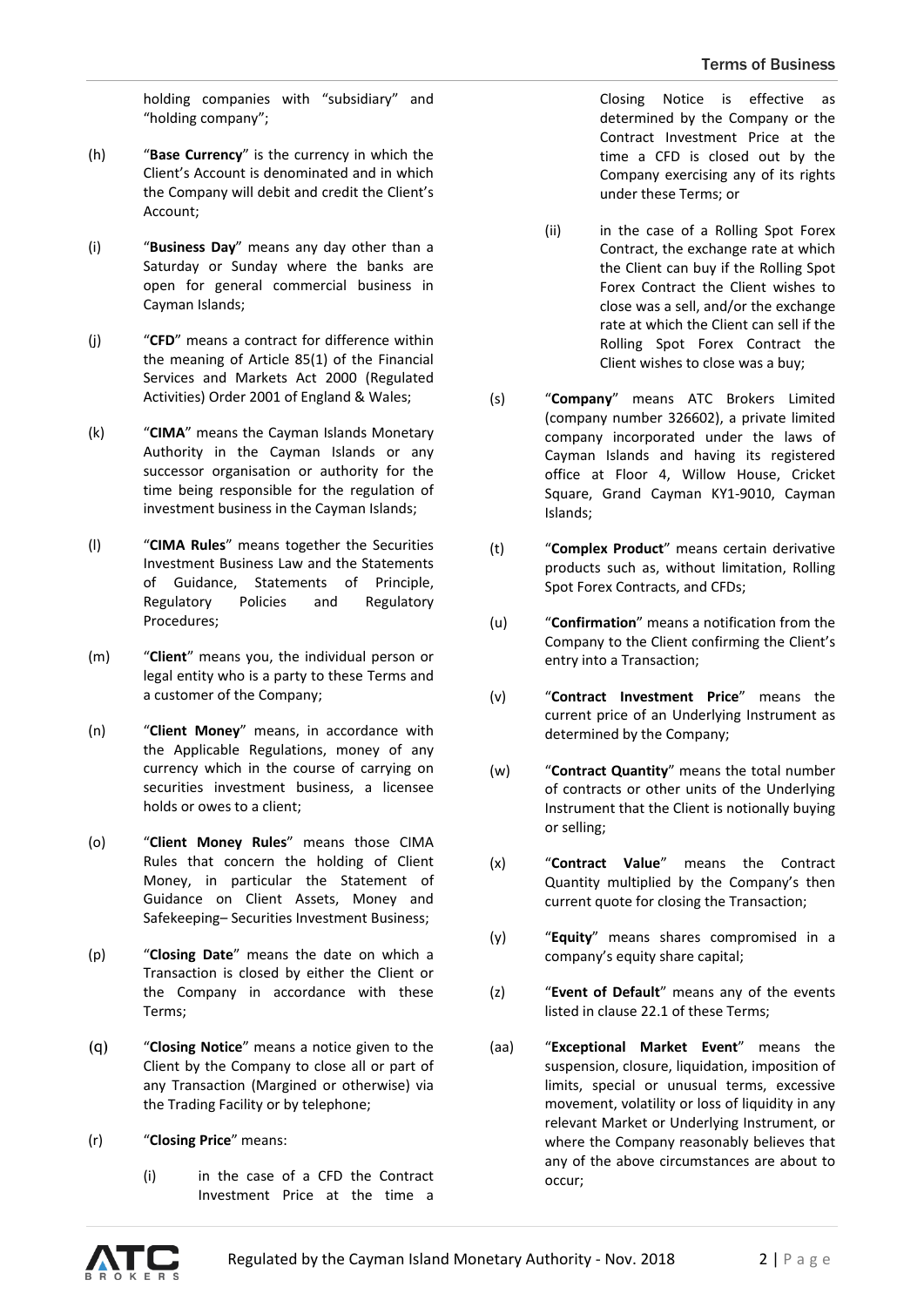holding companies with "subsidiary" and "holding company";

(h) "**Base Currency**" is the currency in which the Client's Account is denominated and in which the Company will debit and credit the Client's Account;

(i) "**Business Day**" means any day other than a Saturday or Sunday where the banks are open for general commercial business in Cayman Islands;

(j) "**CFD**" means a contract for difference within the meaning of Article 85(1) of the Financial Services and Markets Act 2000 (Regulated Activities) Order 2001 of England & Wales;

(k) "**CIMA**" means the Cayman Islands Monetary Authority in the Cayman Islands or any successor organisation or authority for the time being responsible for the regulation of investment business in the Cayman Islands;

(l) "**CIMA Rules**" means together the Securities Investment Business Law and the Statements of Guidance, Statements of Principle, Regulatory Policies and Regulatory Procedures;

(m) "**Client**" means you, the individual person or legal entity who is a party to these Terms and a customer of the Company;

(n) "**Client Money**" means, in accordance with the Applicable Regulations, money of any currency which in the course of carrying on securities investment business, a licensee holds or owes to a client;

(o) "**Client Money Rules**" means those CIMA Rules that concern the holding of Client Money, in particular the Statement of Guidance on Client Assets, Money and Safekeeping– Securities Investment Business;

(p) "**Closing Date**" means the date on which a Transaction is closed by either the Client or the Company in accordance with these Terms;

(q) "**Closing Notice**" means a notice given to the Client by the Company to close all or part of any Transaction (Margined or otherwise) via the Trading Facility or by telephone;

(r) "**Closing Price**" means:

(i) in the case of a CFD the Contract Investment Price at the time a Closing Notice is effective as determined by the Company or the Contract Investment Price at the time a CFD is closed out by the Company exercising any of its rights under these Terms; or

(ii) in the case of a Rolling Spot Forex Contract, the exchange rate at which the Client can buy if the Rolling Spot Forex Contract the Client wishes to close was a sell, and/or the exchange rate at which the Client can sell if the Rolling Spot Forex Contract the Client wishes to close was a buy;

(s) "**Company**" means ATC Brokers Limited (company number 326602), a private limited company incorporated under the laws of Cayman Islands and having its registered office at Floor 4, Willow House, Cricket Square, Grand Cayman KY1-9010, Cayman Islands;

(t) "**Complex Product**" means certain derivative products such as, without limitation, Rolling Spot Forex Contracts, and CFDs;

(u) "**Confirmation**" means a notification from the Company to the Client confirming the Client's entry into a Transaction;

(v) "**Contract Investment Price**" means the current price of an Underlying Instrument as determined by the Company;

(w) "**Contract Quantity**" means the total number of contracts or other units of the Underlying Instrument that the Client is notionally buying or selling;

(x) "**Contract Value**" means the Contract Quantity multiplied by the Company's then current quote for closing the Transaction;

(y) "**Equity**" means shares compromised in a company's equity share capital;

(z) "**Event of Default**" means any of the events listed in clause 22.1 of these Terms;

(aa) "**Exceptional Market Event**" means the suspension, closure, liquidation, imposition of limits, special or unusual terms, excessive movement, volatility or loss of liquidity in any relevant Market or Underlying Instrument, or where the Company reasonably believes that any of the above circumstances are about to occur;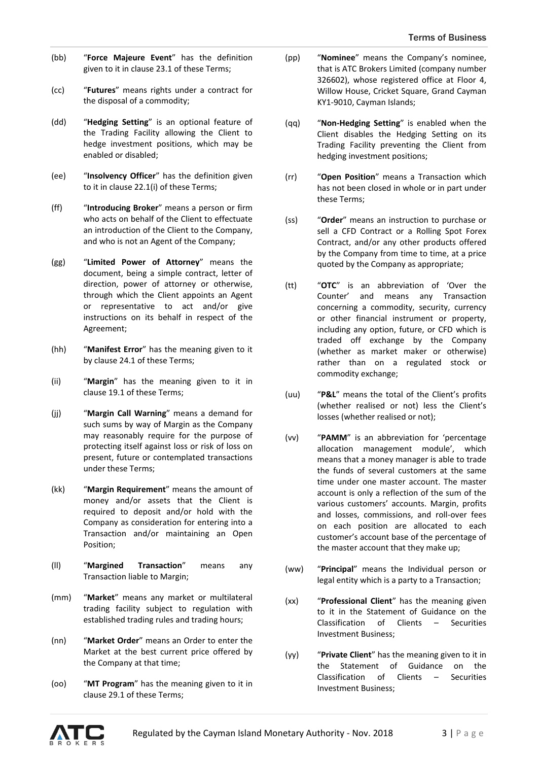(bb) "**Force Majeure Event**" has the definition given to it in clause 23.1 of these Terms;

(cc) "**Futures**" means rights under a contract for the disposal of a commodity;

(dd) "**Hedging Setting**" is an optional feature of the Trading Facility allowing the Client to hedge investment positions, which may be enabled or disabled;

(ee) "**Insolvency Officer**" has the definition given to it in clause 22.1(i) of these Terms;

(ff) "**Introducing Broker**" means a person or firm who acts on behalf of the Client to effectuate an introduction of the Client to the Company, and who is not an Agent of the Company;

(gg) "**Limited Power of Attorney**" means the document, being a simple contract, letter of direction, power of attorney or otherwise, through which the Client appoints an Agent or representative to act and/or give instructions on its behalf in respect of the Agreement;

(hh) "**Manifest Error**" has the meaning given to it by clause 24.1 of these Terms;

(ii) "**Margin**" has the meaning given to it in clause 19.1 of these Terms;

(jj) "**Margin Call Warning**" means a demand for such sums by way of Margin as the Company may reasonably require for the purpose of protecting itself against loss or risk of loss on present, future or contemplated transactions under these Terms;

(kk) "**Margin Requirement**" means the amount of money and/or assets that the Client is required to deposit and/or hold with the Company as consideration for entering into a Transaction and/or maintaining an Open Position;

(ll) "**Margined Transaction**" means any Transaction liable to Margin;

(mm) "**Market**" means any market or multilateral trading facility subject to regulation with established trading rules and trading hours;

(nn) "**Market Order**" means an Order to enter the Market at the best current price offered by the Company at that time;

(oo) "**MT Program**" has the meaning given to it in clause 29.1 of these Terms;

(pp) "**Nominee**" means the Company's nominee, that is ATC Brokers Limited (company number 326602), whose registered office at Floor 4, Willow House, Cricket Square, Grand Cayman KY1-9010, Cayman Islands;

(qq) "**Non-Hedging Setting**" is enabled when the Client disables the Hedging Setting on its Trading Facility preventing the Client from hedging investment positions;

(rr) "**Open Position**" means a Transaction which has not been closed in whole or in part under these Terms;

(ss) "**Order**" means an instruction to purchase or sell a CFD Contract or a Rolling Spot Forex Contract, and/or any other products offered by the Company from time to time, at a price quoted by the Company as appropriate;

(tt) "**OTC**" is an abbreviation of 'Over the Counter' and means any Transaction concerning a commodity, security, currency or other financial instrument or property, including any option, future, or CFD which is traded off exchange by the Company (whether as market maker or otherwise) rather than on a regulated stock or commodity exchange;

(uu) "**P&L**" means the total of the Client's profits (whether realised or not) less the Client's losses (whether realised or not);

(vv) "**PAMM**" is an abbreviation for 'percentage allocation management module', which means that a money manager is able to trade the funds of several customers at the same time under one master account. The master account is only a reflection of the sum of the various customers' accounts. Margin, profits and losses, commissions, and roll-over fees on each position are allocated to each customer's account base of the percentage of the master account that they make up;

(ww) "**Principal**" means the Individual person or legal entity which is a party to a Transaction;

(xx) "**Professional Client**" has the meaning given to it in the Statement of Guidance on the Classification of Clients – Securities Investment Business;

(yy) "**Private Client**" has the meaning given to it in the Statement of Guidance on the Classification of Clients – Securities Investment Business;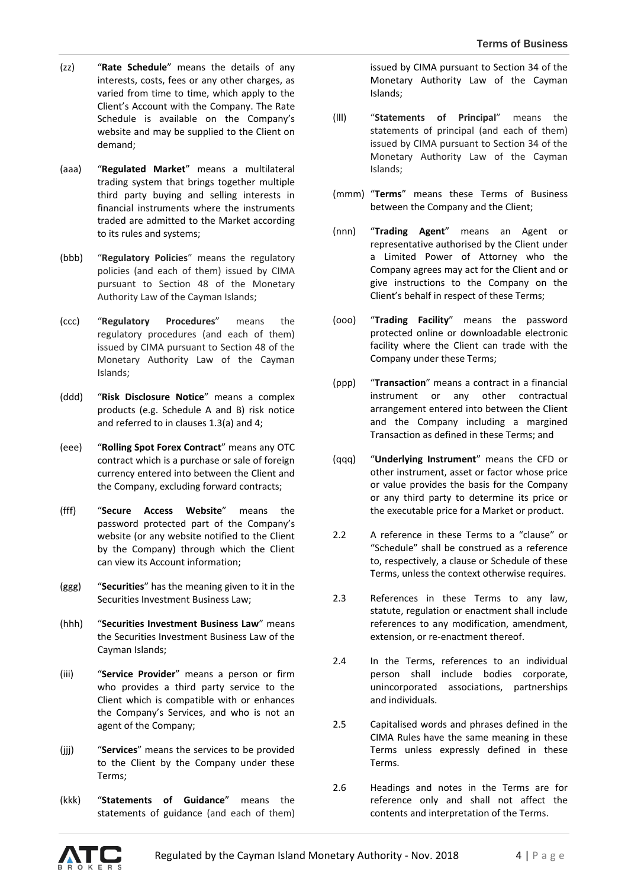(zz) "**Rate Schedule**" means the details of any interests, costs, fees or any other charges, as varied from time to time, which apply to the Client's Account with the Company. The Rate Schedule is available on the Company's website and may be supplied to the Client on demand;

(aaa) "**Regulated Market**" means a multilateral trading system that brings together multiple third party buying and selling interests in financial instruments where the instruments traded are admitted to the Market according to its rules and systems;

(bbb) "**Regulatory Policies**" means the regulatory policies (and each of them) issued by CIMA pursuant to Section 48 of the Monetary Authority Law of the Cayman Islands;

(ccc) "**Regulatory Procedures**" means the regulatory procedures (and each of them) issued by CIMA pursuant to Section 48 of the Monetary Authority Law of the Cayman Islands;

(ddd) "**Risk Disclosure Notice**" means a complex products (e.g. Schedule A and B) risk notice and referred to in clauses 1.3(a) and 4;

(eee) "**Rolling Spot Forex Contract**" means any OTC contract which is a purchase or sale of foreign currency entered into between the Client and the Company, excluding forward contracts;

(fff) "**Secure Access Website**" means the password protected part of the Company's website (or any website notified to the Client by the Company) through which the Client can view its Account information;

(ggg) "**Securities**" has the meaning given to it in the Securities Investment Business Law;

(hhh) "**Securities Investment Business Law**" means the Securities Investment Business Law of the Cayman Islands;

(iii) "**Service Provider**" means a person or firm who provides a third party service to the Client which is compatible with or enhances the Company's Services, and who is not an agent of the Company;

(jjj) "**Services**" means the services to be provided to the Client by the Company under these Terms;

(kkk) "**Statements of Guidance**" means the statements of guidance (and each of them) issued by CIMA pursuant to Section 34 of the Monetary Authority Law of the Cayman Islands;

(lll) "**Statements of Principal**" means the statements of principal (and each of them) issued by CIMA pursuant to Section 34 of the Monetary Authority Law of the Cayman Islands;

(mmm) "**Terms**" means these Terms of Business between the Company and the Client;

(nnn) "**Trading Agent**" means an Agent or representative authorised by the Client under a Limited Power of Attorney who the Company agrees may act for the Client and or give instructions to the Company on the Client's behalf in respect of these Terms;

(ooo) "**Trading Facility**" means the password protected online or downloadable electronic facility where the Client can trade with the Company under these Terms;

(ppp) "**Transaction**" means a contract in a financial instrument or any other contractual arrangement entered into between the Client and the Company including a margined Transaction as defined in these Terms; and

(qqq) "**Underlying Instrument**" means the CFD or other instrument, asset or factor whose price or value provides the basis for the Company or any third party to determine its price or the executable price for a Market or product.

2.2 A reference in these Terms to a "clause" or "Schedule" shall be construed as a reference to, respectively, a clause or Schedule of these Terms, unless the context otherwise requires.

2.3 References in these Terms to any law, statute, regulation or enactment shall include references to any modification, amendment, extension, or re-enactment thereof.

2.4 In the Terms, references to an individual person shall include bodies corporate, unincorporated associations, partnerships and individuals.

2.5 Capitalised words and phrases defined in the CIMA Rules have the same meaning in these Terms unless expressly defined in these Terms.

2.6 Headings and notes in the Terms are for reference only and shall not affect the contents and interpretation of the Terms.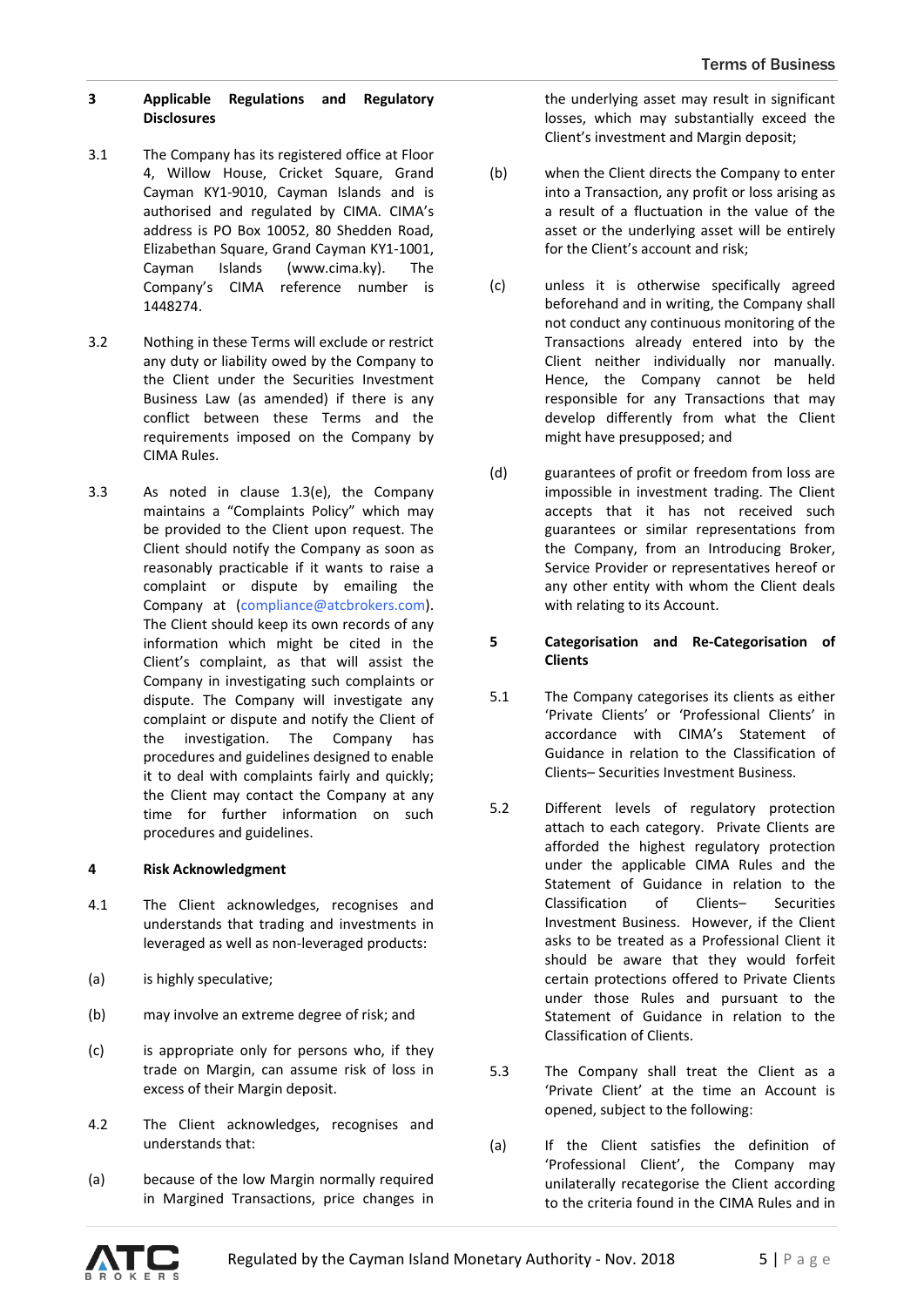## 3 Applicable Regulations and Regulatory Disclosures

3.1 The Company has its registered office at Floor 4, Willow House, Cricket Square, Grand Cayman KY1-9010, Cayman Islands and is authorised and regulated by CIMA. CIMA's address is PO Box 10052, 80 Shedden Road, Elizabethan Square, Grand Cayman KY1-1001, Cayman Islands (www.cima.ky). The Company's CIMA reference number is 1448274.

3.2 Nothing in these Terms will exclude or restrict any duty or liability owed by the Company to the Client under the Securities Investment Business Law (as amended) if there is any conflict between these Terms and the requirements imposed on the Company by CIMA Rules.

3.3 As noted in clause 1.3(e), the Company maintains a "Complaints Policy" which may be provided to the Client upon request. The Client should notify the Company as soon as reasonably practicable if it wants to raise a complaint or dispute by emailing the Company at (compliance@atcbrokers.com). The Client should keep its own records of any information which might be cited in the Client's complaint, as that will assist the Company in investigating such complaints or dispute. The Company will investigate any complaint or dispute and notify the Client of the investigation. The Company has procedures and guidelines designed to enable it to deal with complaints fairly and quickly; the Client may contact the Company at any time for further information on such procedures and guidelines.

## 4 Risk Acknowledgment

4.1 The Client acknowledges, recognises and understands that trading and investments in leveraged as well as non-leveraged products:

(a) is highly speculative;

(b) may involve an extreme degree of risk; and

(c) is appropriate only for persons who, if they trade on Margin, can assume risk of loss in excess of their Margin deposit.

4.2 The Client acknowledges, recognises and understands that:

(a) because of the low Margin normally required in Margined Transactions, price changes in the underlying asset may result in significant losses, which may substantially exceed the Client's investment and Margin deposit;

(b) when the Client directs the Company to enter into a Transaction, any profit or loss arising as a result of a fluctuation in the value of the asset or the underlying asset will be entirely for the Client's account and risk;

(c) unless it is otherwise specifically agreed beforehand and in writing, the Company shall not conduct any continuous monitoring of the Transactions already entered into by the Client neither individually nor manually. Hence, the Company cannot be held responsible for any Transactions that may develop differently from what the Client might have presupposed; and

(d) guarantees of profit or freedom from loss are impossible in investment trading. The Client accepts that it has not received such guarantees or similar representations from the Company, from an Introducing Broker, Service Provider or representatives hereof or any other entity with whom the Client deals with relating to its Account.

## 5 Categorisation and Re-Categorisation of Clients

5.1 The Company categorises its clients as either 'Private Clients' or 'Professional Clients' in accordance with CIMA's Statement of Guidance in relation to the Classification of Clients– Securities Investment Business.

5.2 Different levels of regulatory protection attach to each category. Private Clients are afforded the highest regulatory protection under the applicable CIMA Rules and the Statement of Guidance in relation to the Classification of Clients– Securities Investment Business. However, if the Client asks to be treated as a Professional Client it should be aware that they would forfeit certain protections offered to Private Clients under those Rules and pursuant to the Statement of Guidance in relation to the Classification of Clients.

5.3 The Company shall treat the Client as a 'Private Client' at the time an Account is opened, subject to the following:

(a) If the Client satisfies the definition of 'Professional Client', the Company may unilaterally recategorise the Client according to the criteria found in the CIMA Rules and in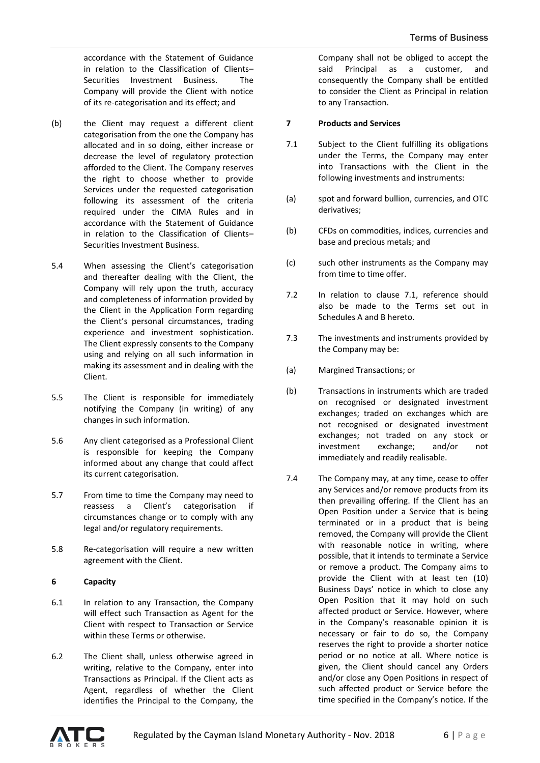accordance with the Statement of Guidance in relation to the Classification of Clients– Securities Investment Business. The Company will provide the Client with notice of its re-categorisation and its effect; and

(b) the Client may request a different client categorisation from the one the Company has allocated and in so doing, either increase or decrease the level of regulatory protection afforded to the Client. The Company reserves the right to choose whether to provide Services under the requested categorisation following its assessment of the criteria required under the CIMA Rules and in accordance with the Statement of Guidance in relation to the Classification of Clients– Securities Investment Business.

5.4 When assessing the Client's categorisation and thereafter dealing with the Client, the Company will rely upon the truth, accuracy and completeness of information provided by the Client in the Application Form regarding the Client's personal circumstances, trading experience and investment sophistication. The Client expressly consents to the Company using and relying on all such information in making its assessment and in dealing with the Client.

5.5 The Client is responsible for immediately notifying the Company (in writing) of any changes in such information.

5.6 Any client categorised as a Professional Client is responsible for keeping the Company informed about any change that could affect its current categorisation.

5.7 From time to time the Company may need to reassess a Client's categorisation if circumstances change or to comply with any legal and/or regulatory requirements.

5.8 Re-categorisation will require a new written agreement with the Client.

**6 Capacity**

6.1 In relation to any Transaction, the Company will effect such Transaction as Agent for the Client with respect to Transaction or Service within these Terms or otherwise.

6.2 The Client shall, unless otherwise agreed in writing, relative to the Company, enter into Transactions as Principal. If the Client acts as Agent, regardless of whether the Client identifies the Principal to the Company, the Company shall not be obliged to accept the said Principal as a customer, and consequently the Company shall be entitled to consider the Client as Principal in relation to any Transaction.

**7 Products and Services**

7.1 Subject to the Client fulfilling its obligations under the Terms, the Company may enter into Transactions with the Client in the following investments and instruments:

(a) spot and forward bullion, currencies, and OTC derivatives;

(b) CFDs on commodities, indices, currencies and base and precious metals; and

(c) such other instruments as the Company may from time to time offer.

7.2 In relation to clause 7.1, reference should also be made to the Terms set out in Schedules A and B hereto.

7.3 The investments and instruments provided by the Company may be:

(a) Margined Transactions; or

(b) Transactions in instruments which are traded on recognised or designated investment exchanges; traded on exchanges which are not recognised or designated investment exchanges; not traded on any stock or investment exchange; and/or not immediately and readily realisable.

7.4 The Company may, at any time, cease to offer any Services and/or remove products from its then prevailing offering. If the Client has an Open Position under a Service that is being terminated or in a product that is being removed, the Company will provide the Client with reasonable notice in writing, where possible, that it intends to terminate a Service or remove a product. The Company aims to provide the Client with at least ten (10) Business Days' notice in which to close any Open Position that it may hold on such affected product or Service. However, where in the Company's reasonable opinion it is necessary or fair to do so, the Company reserves the right to provide a shorter notice period or no notice at all. Where notice is given, the Client should cancel any Orders and/or close any Open Positions in respect of such affected product or Service before the time specified in the Company's notice. If the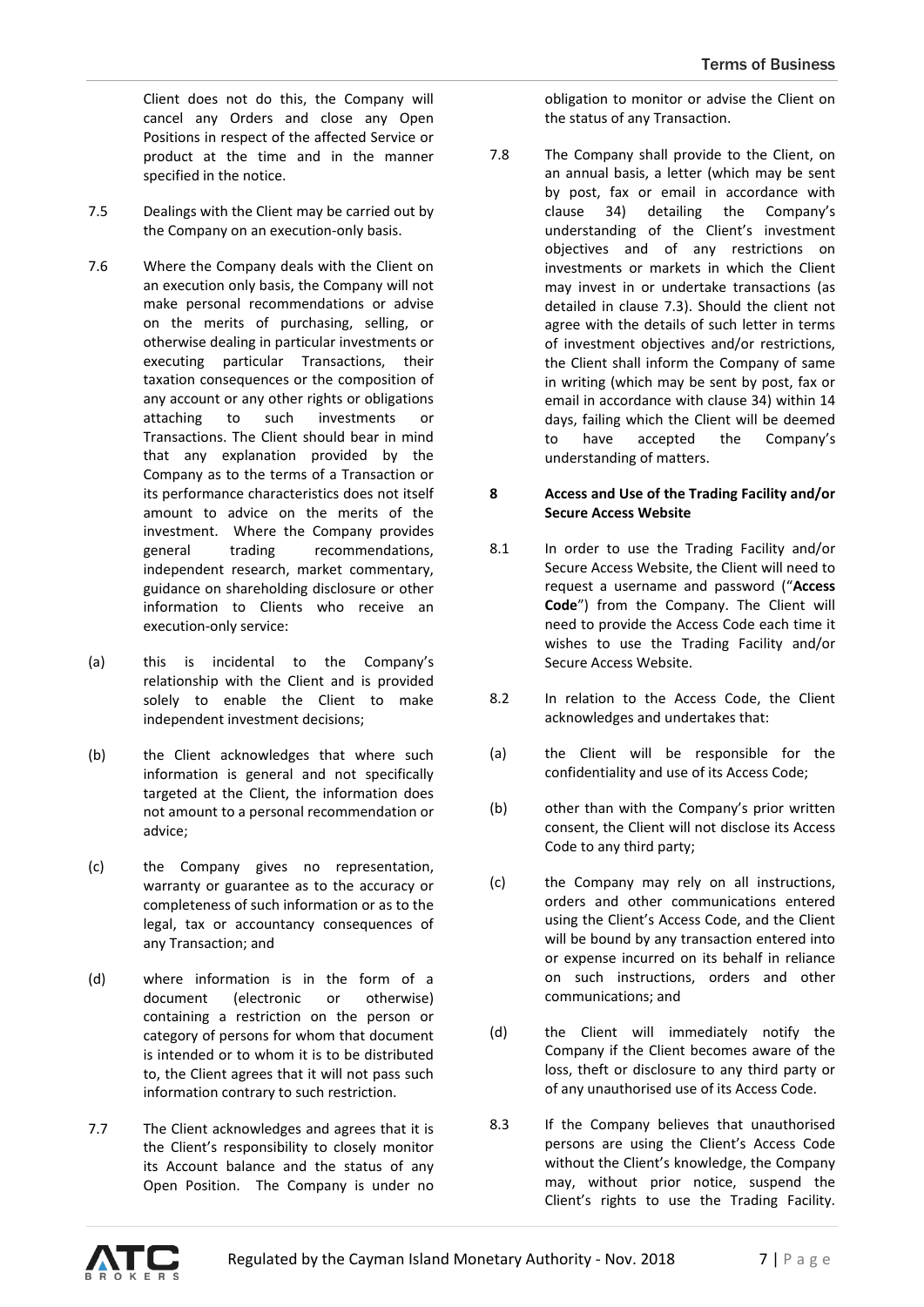Client does not do this, the Company will cancel any Orders and close any Open Positions in respect of the affected Service or product at the time and in the manner specified in the notice.

7.5 Dealings with the Client may be carried out by the Company on an execution-only basis.

7.6 Where the Company deals with the Client on an execution only basis, the Company will not make personal recommendations or advise on the merits of purchasing, selling, or otherwise dealing in particular investments or executing particular Transactions, their taxation consequences or the composition of any account or any other rights or obligations attaching to such investments or Transactions. The Client should bear in mind that any explanation provided by the Company as to the terms of a Transaction or its performance characteristics does not itself amount to advice on the merits of the investment. Where the Company provides general trading recommendations, independent research, market commentary, guidance on shareholding disclosure or other information to Clients who receive an execution-only service:

(a) this is incidental to the Company's relationship with the Client and is provided solely to enable the Client to make independent investment decisions;

(b) the Client acknowledges that where such information is general and not specifically targeted at the Client, the information does not amount to a personal recommendation or advice;

(c) the Company gives no representation, warranty or guarantee as to the accuracy or completeness of such information or as to the legal, tax or accountancy consequences of any Transaction; and

(d) where information is in the form of a document (electronic or otherwise) containing a restriction on the person or category of persons for whom that document is intended or to whom it is to be distributed to, the Client agrees that it will not pass such information contrary to such restriction.

7.7 The Client acknowledges and agrees that it is the Client's responsibility to closely monitor its Account balance and the status of any Open Position. The Company is under no obligation to monitor or advise the Client on the status of any Transaction.

7.8 The Company shall provide to the Client, on an annual basis, a letter (which may be sent by post, fax or email in accordance with clause 34) detailing the Company's understanding of the Client's investment objectives and of any restrictions on investments or markets in which the Client may invest in or undertake transactions (as detailed in clause 7.3). Should the client not agree with the details of such letter in terms of investment objectives and/or restrictions, the Client shall inform the Company of same in writing (which may be sent by post, fax or email in accordance with clause 34) within 14 days, failing which the Client will be deemed to have accepted the Company's understanding of matters.

## 8 Access and Use of the Trading Facility and/or Secure Access Website

8.1 In order to use the Trading Facility and/or Secure Access Website, the Client will need to request a username and password ("**Access Code**") from the Company. The Client will need to provide the Access Code each time it wishes to use the Trading Facility and/or Secure Access Website.

8.2 In relation to the Access Code, the Client acknowledges and undertakes that:

(a) the Client will be responsible for the confidentiality and use of its Access Code;

(b) other than with the Company's prior written consent, the Client will not disclose its Access Code to any third party;

(c) the Company may rely on all instructions, orders and other communications entered using the Client's Access Code, and the Client will be bound by any transaction entered into or expense incurred on its behalf in reliance on such instructions, orders and other communications; and

(d) the Client will immediately notify the Company if the Client becomes aware of the loss, theft or disclosure to any third party or of any unauthorised use of its Access Code.

8.3 If the Company believes that unauthorised persons are using the Client's Access Code without the Client's knowledge, the Company may, without prior notice, suspend the Client's rights to use the Trading Facility.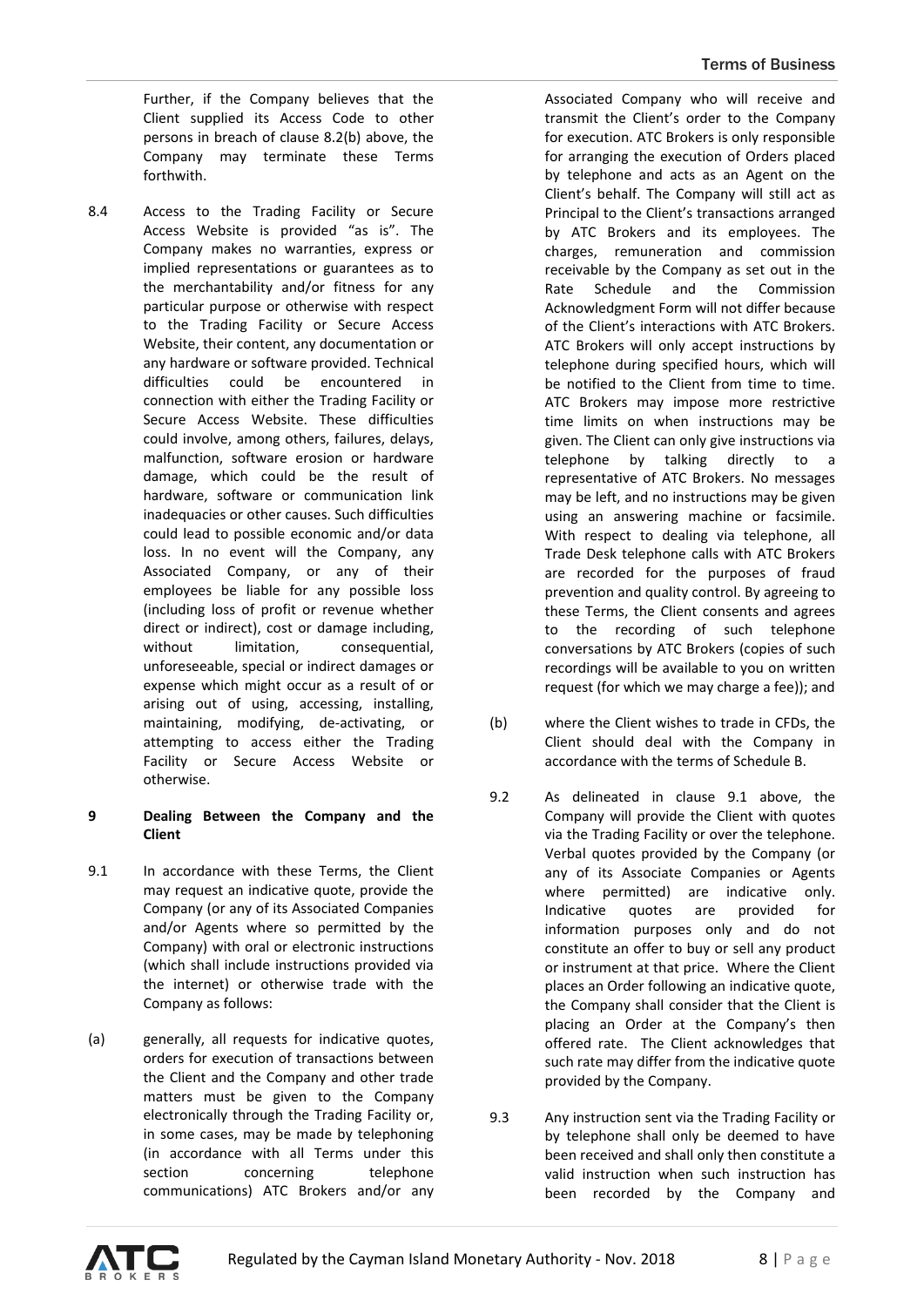Further, if the Company believes that the Client supplied its Access Code to other persons in breach of clause 8.2(b) above, the Company may terminate these Terms forthwith.

8.4 Access to the Trading Facility or Secure Access Website is provided "as is". The Company makes no warranties, express or implied representations or guarantees as to the merchantability and/or fitness for any particular purpose or otherwise with respect to the Trading Facility or Secure Access Website, their content, any documentation or any hardware or software provided. Technical difficulties could be encountered in connection with either the Trading Facility or Secure Access Website. These difficulties could involve, among others, failures, delays, malfunction, software erosion or hardware damage, which could be the result of hardware, software or communication link inadequacies or other causes. Such difficulties could lead to possible economic and/or data loss. In no event will the Company, any Associated Company, or any of their employees be liable for any possible loss (including loss of profit or revenue whether direct or indirect), cost or damage including, without limitation, consequential, unforeseeable, special or indirect damages or expense which might occur as a result of or arising out of using, accessing, installing, maintaining, modifying, de-activating, or attempting to access either the Trading Facility or Secure Access Website or otherwise.

## 9 Dealing Between the Company and the Client

9.1 In accordance with these Terms, the Client may request an indicative quote, provide the Company (or any of its Associated Companies and/or Agents where so permitted by the Company) with oral or electronic instructions (which shall include instructions provided via the internet) or otherwise trade with the Company as follows:

(a) generally, all requests for indicative quotes, orders for execution of transactions between the Client and the Company and other trade matters must be given to the Company electronically through the Trading Facility or, in some cases, may be made by telephoning (in accordance with all Terms under this section concerning telephone communications) ATC Brokers and/or any Associated Company who will receive and transmit the Client's order to the Company for execution. ATC Brokers is only responsible for arranging the execution of Orders placed by telephone and acts as an Agent on the Client's behalf. The Company will still act as Principal to the Client's transactions arranged by ATC Brokers and its employees. The charges, remuneration and commission receivable by the Company as set out in the Rate Schedule and the Commission Acknowledgment Form will not differ because of the Client's interactions with ATC Brokers. ATC Brokers will only accept instructions by telephone during specified hours, which will be notified to the Client from time to time. ATC Brokers may impose more restrictive time limits on when instructions may be given. The Client can only give instructions via telephone by talking directly to a representative of ATC Brokers. No messages may be left, and no instructions may be given using an answering machine or facsimile. With respect to dealing via telephone, all Trade Desk telephone calls with ATC Brokers are recorded for the purposes of fraud prevention and quality control. By agreeing to these Terms, the Client consents and agrees to the recording of such telephone conversations by ATC Brokers (copies of such recordings will be available to you on written request (for which we may charge a fee)); and

(b) where the Client wishes to trade in CFDs, the Client should deal with the Company in accordance with the terms of Schedule B.

9.2 As delineated in clause 9.1 above, the Company will provide the Client with quotes via the Trading Facility or over the telephone. Verbal quotes provided by the Company (or any of its Associate Companies or Agents where permitted) are indicative only. Indicative quotes are provided for information purposes only and do not constitute an offer to buy or sell any product or instrument at that price. Where the Client places an Order following an indicative quote, the Company shall consider that the Client is placing an Order at the Company's then offered rate. The Client acknowledges that such rate may differ from the indicative quote provided by the Company.

9.3 Any instruction sent via the Trading Facility or by telephone shall only be deemed to have been received and shall only then constitute a valid instruction when such instruction has been recorded by the Company and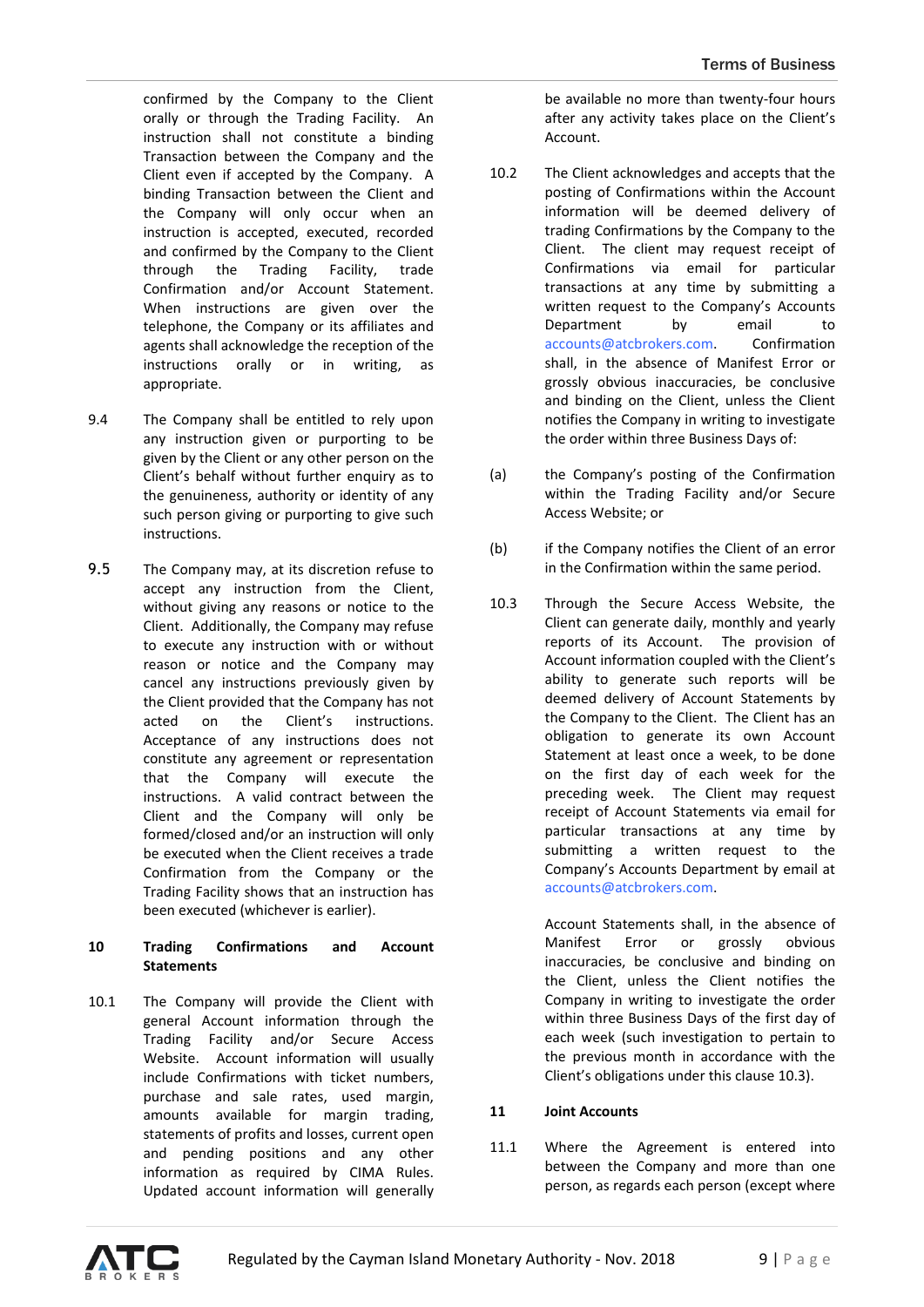confirmed by the Company to the Client orally or through the Trading Facility. An instruction shall not constitute a binding Transaction between the Company and the Client even if accepted by the Company. A binding Transaction between the Client and the Company will only occur when an instruction is accepted, executed, recorded and confirmed by the Company to the Client through the Trading Facility, trade Confirmation and/or Account Statement. When instructions are given over the telephone, the Company or its affiliates and agents shall acknowledge the reception of the instructions orally or in writing, as appropriate.

9.4 The Company shall be entitled to rely upon any instruction given or purporting to be given by the Client or any other person on the Client's behalf without further enquiry as to the genuineness, authority or identity of any such person giving or purporting to give such instructions.

9.5 The Company may, at its discretion refuse to accept any instruction from the Client, without giving any reasons or notice to the Client. Additionally, the Company may refuse to execute any instruction with or without reason or notice and the Company may cancel any instructions previously given by the Client provided that the Company has not acted on the Client's instructions. Acceptance of any instructions does not constitute any agreement or representation that the Company will execute the instructions. A valid contract between the Client and the Company will only be formed/closed and/or an instruction will only be executed when the Client receives a trade Confirmation from the Company or the Trading Facility shows that an instruction has been executed (whichever is earlier).

**10 Trading Confirmations and Account Statements**

10.1 The Company will provide the Client with general Account information through the Trading Facility and/or Secure Access Website. Account information will usually include Confirmations with ticket numbers, purchase and sale rates, used margin, amounts available for margin trading, statements of profits and losses, current open and pending positions and any other information as required by CIMA Rules. Updated account information will generally be available no more than twenty-four hours after any activity takes place on the Client's Account.

10.2 The Client acknowledges and accepts that the posting of Confirmations within the Account information will be deemed delivery of trading Confirmations by the Company to the Client. The client may request receipt of Confirmations via email for particular transactions at any time by submitting a written request to the Company's Accounts Department by email to accounts@atcbrokers.com. Confirmation shall, in the absence of Manifest Error or grossly obvious inaccuracies, be conclusive and binding on the Client, unless the Client notifies the Company in writing to investigate the order within three Business Days of:

(a) the Company's posting of the Confirmation within the Trading Facility and/or Secure Access Website; or

(b) if the Company notifies the Client of an error in the Confirmation within the same period.

10.3 Through the Secure Access Website, the Client can generate daily, monthly and yearly reports of its Account. The provision of Account information coupled with the Client's ability to generate such reports will be deemed delivery of Account Statements by the Company to the Client. The Client has an obligation to generate its own Account Statement at least once a week, to be done on the first day of each week for the preceding week. The Client may request receipt of Account Statements via email for particular transactions at any time by submitting a written request to the Company's Accounts Department by email at accounts@atcbrokers.com.

Account Statements shall, in the absence of Manifest Error or grossly obvious inaccuracies, be conclusive and binding on the Client, unless the Client notifies the Company in writing to investigate the order within three Business Days of the first day of each week (such investigation to pertain to the previous month in accordance with the Client's obligations under this clause 10.3).

**11 Joint Accounts**

11.1 Where the Agreement is entered into between the Company and more than one person, as regards each person (except where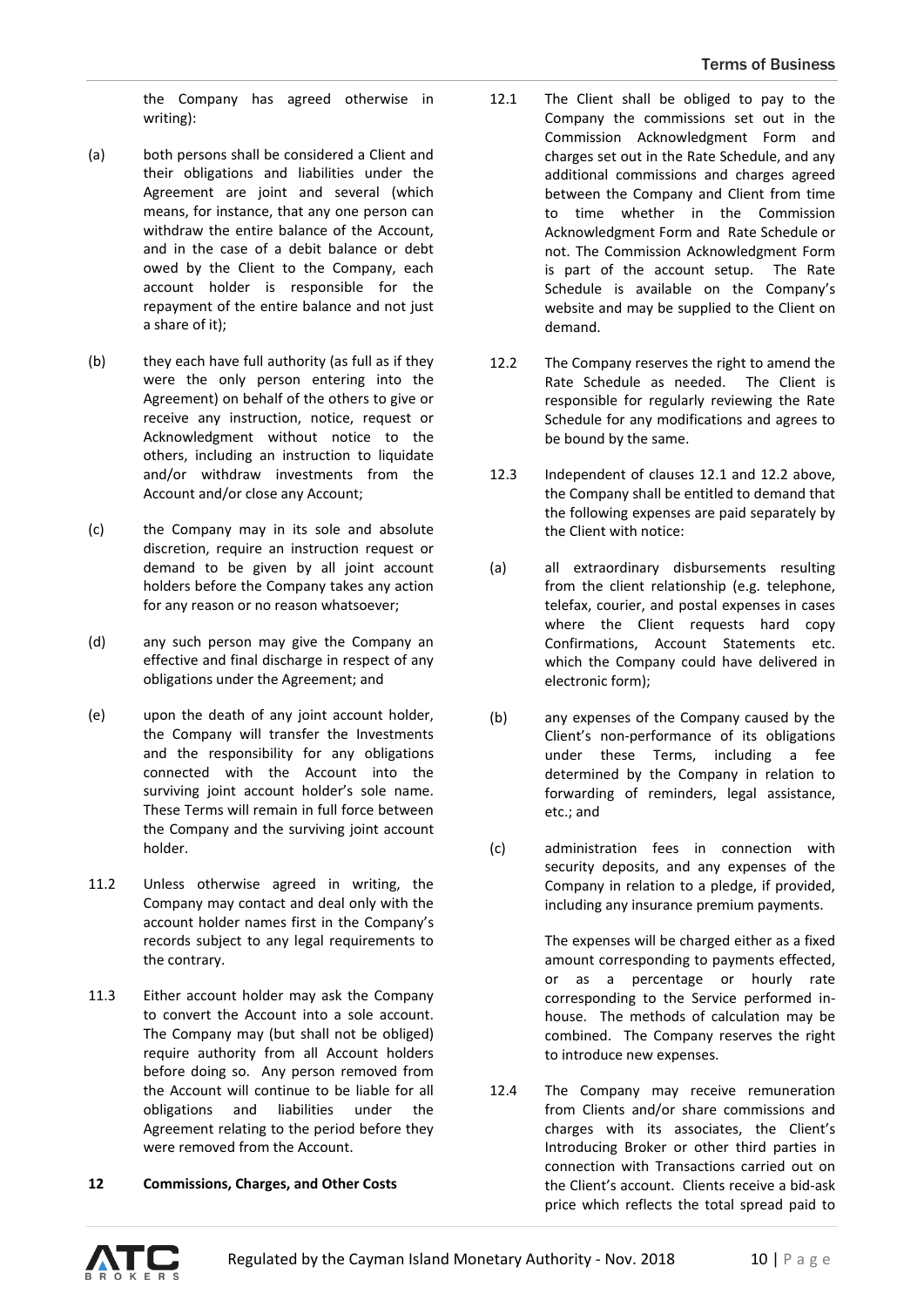the Company has agreed otherwise in writing):

(a) both persons shall be considered a Client and their obligations and liabilities under the Agreement are joint and several (which means, for instance, that any one person can withdraw the entire balance of the Account, and in the case of a debit balance or debt owed by the Client to the Company, each account holder is responsible for the repayment of the entire balance and not just a share of it);

(b) they each have full authority (as full as if they were the only person entering into the Agreement) on behalf of the others to give or receive any instruction, notice, request or Acknowledgment without notice to the others, including an instruction to liquidate and/or withdraw investments from the Account and/or close any Account;

(c) the Company may in its sole and absolute discretion, require an instruction request or demand to be given by all joint account holders before the Company takes any action for any reason or no reason whatsoever;

(d) any such person may give the Company an effective and final discharge in respect of any obligations under the Agreement; and

(e) upon the death of any joint account holder, the Company will transfer the Investments and the responsibility for any obligations connected with the Account into the surviving joint account holder's sole name. These Terms will remain in full force between the Company and the surviving joint account holder.

11.2 Unless otherwise agreed in writing, the Company may contact and deal only with the account holder names first in the Company's records subject to any legal requirements to the contrary.

11.3 Either account holder may ask the Company to convert the Account into a sole account. The Company may (but shall not be obliged) require authority from all Account holders before doing so. Any person removed from the Account will continue to be liable for all obligations and liabilities under the Agreement relating to the period before they were removed from the Account.

**12 Commissions, Charges, and Other Costs**

12.1 The Client shall be obliged to pay to the Company the commissions set out in the Commission Acknowledgment Form and charges set out in the Rate Schedule, and any additional commissions and charges agreed between the Company and Client from time to time whether in the Commission Acknowledgment Form and Rate Schedule or not. The Commission Acknowledgment Form is part of the account setup. The Rate Schedule is available on the Company's website and may be supplied to the Client on demand.

12.2 The Company reserves the right to amend the Rate Schedule as needed. The Client is responsible for regularly reviewing the Rate Schedule for any modifications and agrees to be bound by the same.

12.3 Independent of clauses 12.1 and 12.2 above, the Company shall be entitled to demand that the following expenses are paid separately by the Client with notice:

(a) all extraordinary disbursements resulting from the client relationship (e.g. telephone, telefax, courier, and postal expenses in cases where the Client requests hard copy Confirmations, Account Statements etc. which the Company could have delivered in electronic form);

(b) any expenses of the Company caused by the Client's non-performance of its obligations under these Terms, including a fee determined by the Company in relation to forwarding of reminders, legal assistance, etc.; and

(c) administration fees in connection with security deposits, and any expenses of the Company in relation to a pledge, if provided, including any insurance premium payments.

The expenses will be charged either as a fixed amount corresponding to payments effected, or as a percentage or hourly rate corresponding to the Service performed in-house. The methods of calculation may be combined. The Company reserves the right to introduce new expenses.

12.4 The Company may receive remuneration from Clients and/or share commissions and charges with its associates, the Client's Introducing Broker or other third parties in connection with Transactions carried out on the Client's account. Clients receive a bid-ask price which reflects the total spread paid to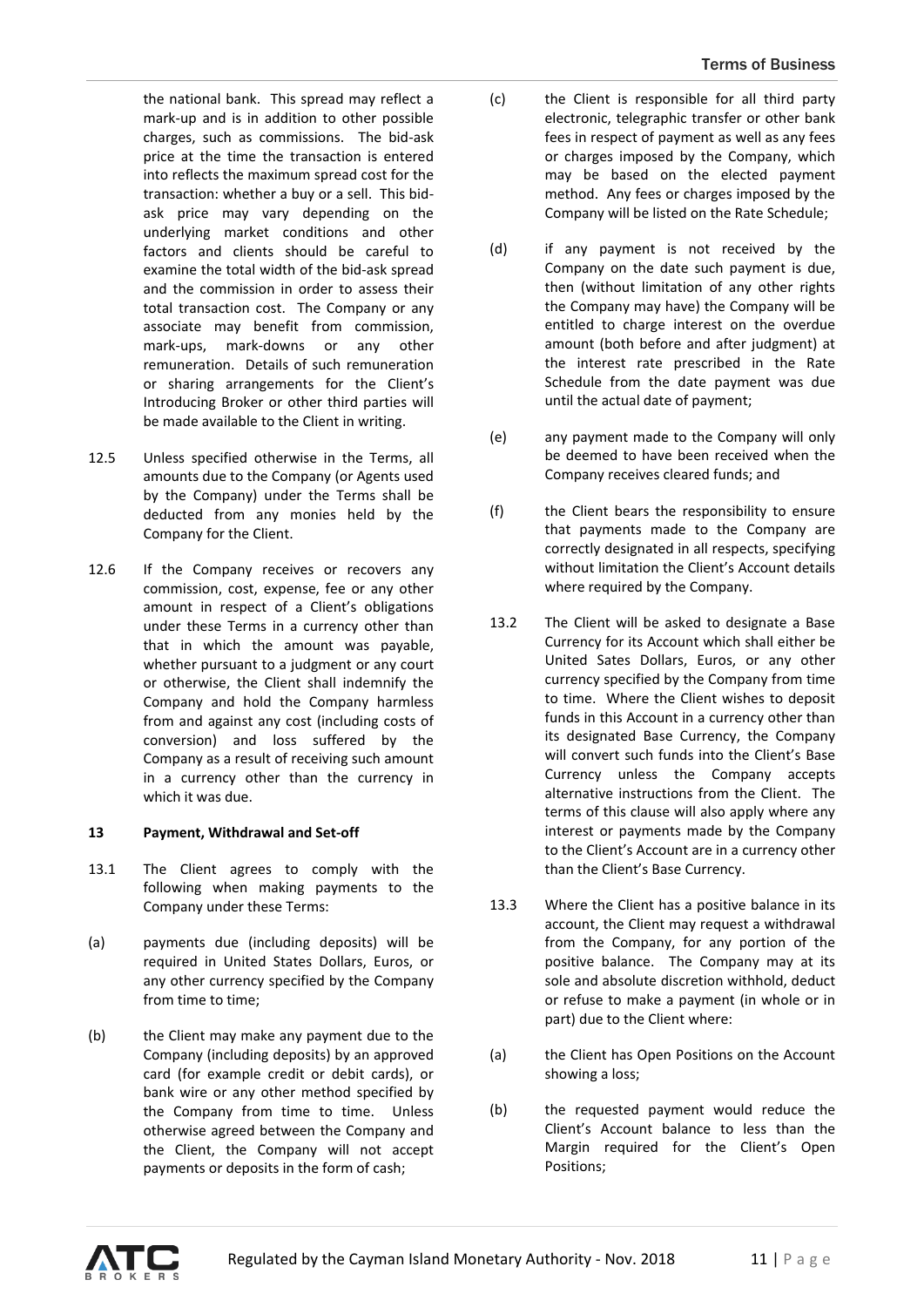the national bank. This spread may reflect a mark-up and is in addition to other possible charges, such as commissions. The bid-ask price at the time the transaction is entered into reflects the maximum spread cost for the transaction: whether a buy or a sell. This bid-ask price may vary depending on the underlying market conditions and other factors and clients should be careful to examine the total width of the bid-ask spread and the commission in order to assess their total transaction cost. The Company or any associate may benefit from commission, mark-ups, mark-downs or any other remuneration. Details of such remuneration or sharing arrangements for the Client's Introducing Broker or other third parties will be made available to the Client in writing.

12.5 Unless specified otherwise in the Terms, all amounts due to the Company (or Agents used by the Company) under the Terms shall be deducted from any monies held by the Company for the Client.

12.6 If the Company receives or recovers any commission, cost, expense, fee or any other amount in respect of a Client's obligations under these Terms in a currency other than that in which the amount was payable, whether pursuant to a judgment or any court or otherwise, the Client shall indemnify the Company and hold the Company harmless from and against any cost (including costs of conversion) and loss suffered by the Company as a result of receiving such amount in a currency other than the currency in which it was due.

**13 Payment, Withdrawal and Set-off**

13.1 The Client agrees to comply with the following when making payments to the Company under these Terms:

(a) payments due (including deposits) will be required in United States Dollars, Euros, or any other currency specified by the Company from time to time;

(b) the Client may make any payment due to the Company (including deposits) by an approved card (for example credit or debit cards), or bank wire or any other method specified by the Company from time to time. Unless otherwise agreed between the Company and the Client, the Company will not accept payments or deposits in the form of cash;

(c) the Client is responsible for all third party electronic, telegraphic transfer or other bank fees in respect of payment as well as any fees or charges imposed by the Company, which may be based on the elected payment method. Any fees or charges imposed by the Company will be listed on the Rate Schedule;

(d) if any payment is not received by the Company on the date such payment is due, then (without limitation of any other rights the Company may have) the Company will be entitled to charge interest on the overdue amount (both before and after judgment) at the interest rate prescribed in the Rate Schedule from the date payment was due until the actual date of payment;

(e) any payment made to the Company will only be deemed to have been received when the Company receives cleared funds; and

(f) the Client bears the responsibility to ensure that payments made to the Company are correctly designated in all respects, specifying without limitation the Client's Account details where required by the Company.

13.2 The Client will be asked to designate a Base Currency for its Account which shall either be United Sates Dollars, Euros, or any other currency specified by the Company from time to time. Where the Client wishes to deposit funds in this Account in a currency other than its designated Base Currency, the Company will convert such funds into the Client's Base Currency unless the Company accepts alternative instructions from the Client. The terms of this clause will also apply where any interest or payments made by the Company to the Client's Account are in a currency other than the Client's Base Currency.

13.3 Where the Client has a positive balance in its account, the Client may request a withdrawal from the Company, for any portion of the positive balance. The Company may at its sole and absolute discretion withhold, deduct or refuse to make a payment (in whole or in part) due to the Client where:

(a) the Client has Open Positions on the Account showing a loss;

(b) the requested payment would reduce the Client's Account balance to less than the Margin required for the Client's Open Positions;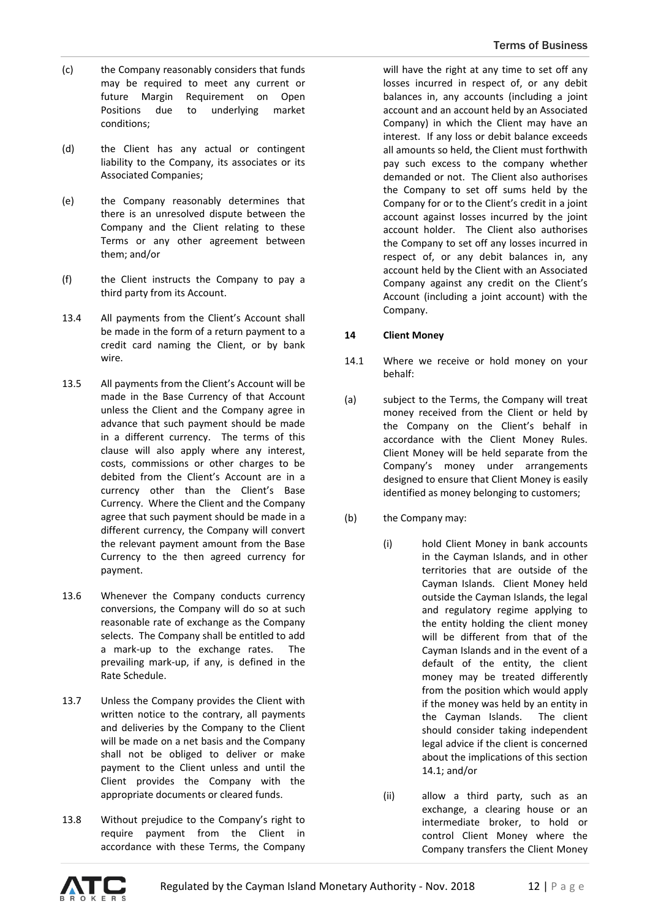(c) the Company reasonably considers that funds may be required to meet any current or future Margin Requirement on Open Positions due to underlying market conditions;

(d) the Client has any actual or contingent liability to the Company, its associates or its Associated Companies;

(e) the Company reasonably determines that there is an unresolved dispute between the Company and the Client relating to these Terms or any other agreement between them; and/or

(f) the Client instructs the Company to pay a third party from its Account.

13.4 All payments from the Client's Account shall be made in the form of a return payment to a credit card naming the Client, or by bank wire.

13.5 All payments from the Client's Account will be made in the Base Currency of that Account unless the Client and the Company agree in advance that such payment should be made in a different currency. The terms of this clause will also apply where any interest, costs, commissions or other charges to be debited from the Client's Account are in a currency other than the Client's Base Currency. Where the Client and the Company agree that such payment should be made in a different currency, the Company will convert the relevant payment amount from the Base Currency to the then agreed currency for payment.

13.6 Whenever the Company conducts currency conversions, the Company will do so at such reasonable rate of exchange as the Company selects. The Company shall be entitled to add a mark-up to the exchange rates. The prevailing mark-up, if any, is defined in the Rate Schedule.

13.7 Unless the Company provides the Client with written notice to the contrary, all payments and deliveries by the Company to the Client will be made on a net basis and the Company shall not be obliged to deliver or make payment to the Client unless and until the Client provides the Company with the appropriate documents or cleared funds.

13.8 Without prejudice to the Company's right to require payment from the Client in accordance with these Terms, the Company will have the right at any time to set off any losses incurred in respect of, or any debit balances in, any accounts (including a joint account and an account held by an Associated Company) in which the Client may have an interest. If any loss or debit balance exceeds all amounts so held, the Client must forthwith pay such excess to the company whether demanded or not. The Client also authorises the Company to set off sums held by the Company for or to the Client's credit in a joint account against losses incurred by the joint account holder. The Client also authorises the Company to set off any losses incurred in respect of, or any debit balances in, any account held by the Client with an Associated Company against any credit on the Client's Account (including a joint account) with the Company.

## 14 Client Money

14.1 Where we receive or hold money on your behalf:

(a) subject to the Terms, the Company will treat money received from the Client or held by the Company on the Client's behalf in accordance with the Client Money Rules. Client Money will be held separate from the Company's money under arrangements designed to ensure that Client Money is easily identified as money belonging to customers;

(b) the Company may:

(i) hold Client Money in bank accounts in the Cayman Islands, and in other territories that are outside of the Cayman Islands. Client Money held outside the Cayman Islands, the legal and regulatory regime applying to the entity holding the client money will be different from that of the Cayman Islands and in the event of a default of the entity, the client money may be treated differently from the position which would apply if the money was held by an entity in the Cayman Islands. The client should consider taking independent legal advice if the client is concerned about the implications of this section 14.1; and/or

(ii) allow a third party, such as an exchange, a clearing house or an intermediate broker, to hold or control Client Money where the Company transfers the Client Money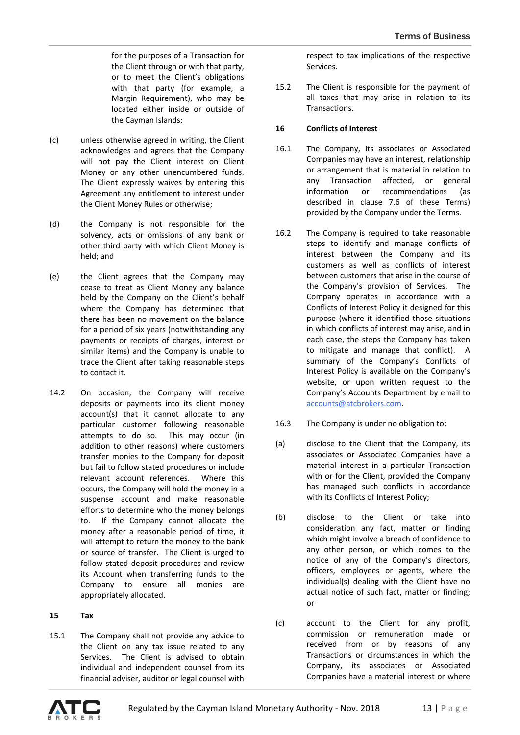for the purposes of a Transaction for the Client through or with that party, or to meet the Client's obligations with that party (for example, a Margin Requirement), who may be located either inside or outside of the Cayman Islands;

(c) unless otherwise agreed in writing, the Client acknowledges and agrees that the Company will not pay the Client interest on Client Money or any other unencumbered funds. The Client expressly waives by entering this Agreement any entitlement to interest under the Client Money Rules or otherwise;

(d) the Company is not responsible for the solvency, acts or omissions of any bank or other third party with which Client Money is held; and

(e) the Client agrees that the Company may cease to treat as Client Money any balance held by the Company on the Client's behalf where the Company has determined that there has been no movement on the balance for a period of six years (notwithstanding any payments or receipts of charges, interest or similar items) and the Company is unable to trace the Client after taking reasonable steps to contact it.

14.2 On occasion, the Company will receive deposits or payments into its client money account(s) that it cannot allocate to any particular customer following reasonable attempts to do so. This may occur (in addition to other reasons) where customers transfer monies to the Company for deposit but fail to follow stated procedures or include relevant account references. Where this occurs, the Company will hold the money in a suspense account and make reasonable efforts to determine who the money belongs to. If the Company cannot allocate the money after a reasonable period of time, it will attempt to return the money to the bank or source of transfer. The Client is urged to follow stated deposit procedures and review its Account when transferring funds to the Company to ensure all monies are appropriately allocated.

## 15 Tax

15.1 The Company shall not provide any advice to the Client on any tax issue related to any Services. The Client is advised to obtain individual and independent counsel from its financial adviser, auditor or legal counsel with respect to tax implications of the respective Services.

15.2 The Client is responsible for the payment of all taxes that may arise in relation to its Transactions.

## 16 Conflicts of Interest

16.1 The Company, its associates or Associated Companies may have an interest, relationship or arrangement that is material in relation to any Transaction affected, or general information or recommendations (as described in clause 7.6 of these Terms) provided by the Company under the Terms.

16.2 The Company is required to take reasonable steps to identify and manage conflicts of interest between the Company and its customers as well as conflicts of interest between customers that arise in the course of the Company's provision of Services. The Company operates in accordance with a Conflicts of Interest Policy it designed for this purpose (where it identified those situations in which conflicts of interest may arise, and in each case, the steps the Company has taken to mitigate and manage that conflict). A summary of the Company's Conflicts of Interest Policy is available on the Company's website, or upon written request to the Company's Accounts Department by email to accounts@atcbrokers.com.

16.3 The Company is under no obligation to:

(a) disclose to the Client that the Company, its associates or Associated Companies have a material interest in a particular Transaction with or for the Client, provided the Company has managed such conflicts in accordance with its Conflicts of Interest Policy;

(b) disclose to the Client or take into consideration any fact, matter or finding which might involve a breach of confidence to any other person, or which comes to the notice of any of the Company's directors, officers, employees or agents, where the individual(s) dealing with the Client have no actual notice of such fact, matter or finding; or

(c) account to the Client for any profit, commission or remuneration made or received from or by reasons of any Transactions or circumstances in which the Company, its associates or Associated Companies have a material interest or where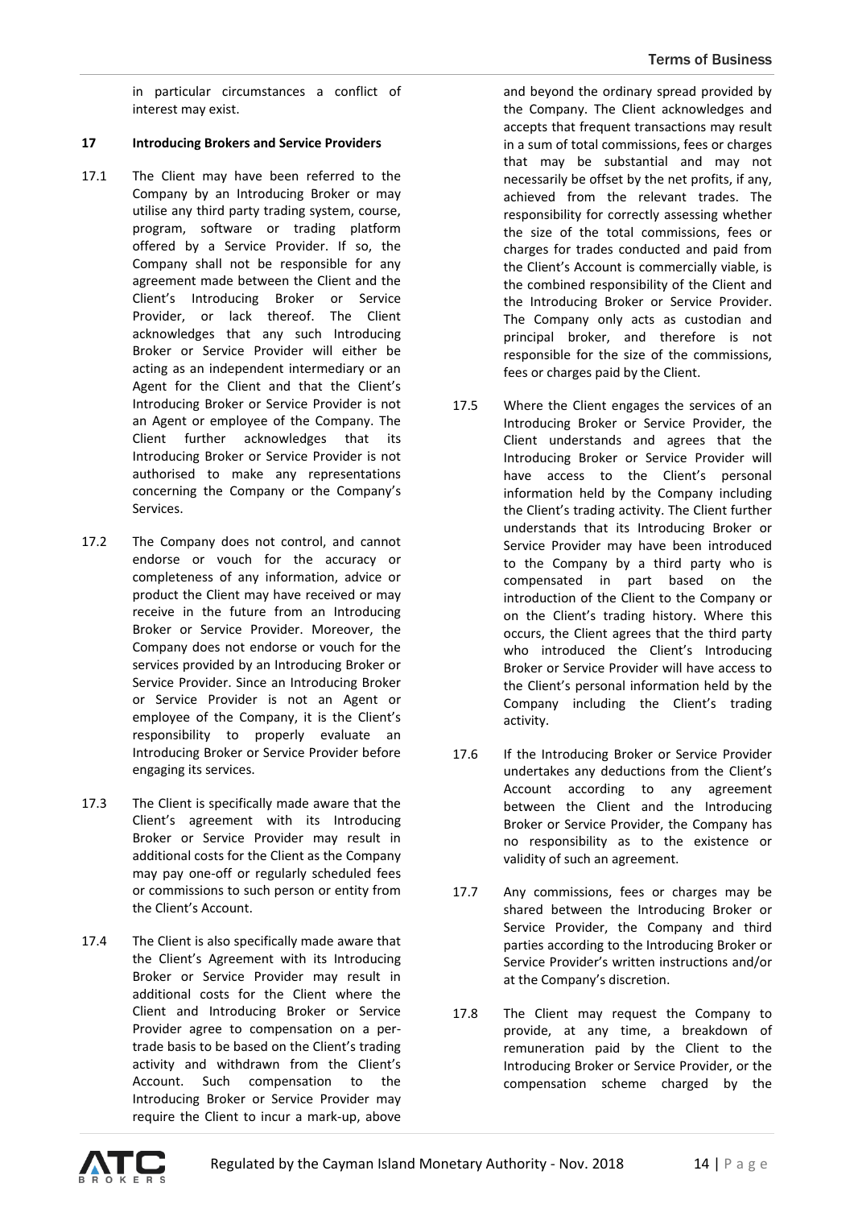in particular circumstances a conflict of interest may exist.

**17 Introducing Brokers and Service Providers**

17.1 The Client may have been referred to the Company by an Introducing Broker or may utilise any third party trading system, course, program, software or trading platform offered by a Service Provider. If so, the Company shall not be responsible for any agreement made between the Client and the Client's Introducing Broker or Service Provider, or lack thereof. The Client acknowledges that any such Introducing Broker or Service Provider will either be acting as an independent intermediary or an Agent for the Client and that the Client's Introducing Broker or Service Provider is not an Agent or employee of the Company. The Client further acknowledges that its Introducing Broker or Service Provider is not authorised to make any representations concerning the Company or the Company's Services.

17.2 The Company does not control, and cannot endorse or vouch for the accuracy or completeness of any information, advice or product the Client may have received or may receive in the future from an Introducing Broker or Service Provider. Moreover, the Company does not endorse or vouch for the services provided by an Introducing Broker or Service Provider. Since an Introducing Broker or Service Provider is not an Agent or employee of the Company, it is the Client's responsibility to properly evaluate an Introducing Broker or Service Provider before engaging its services.

17.3 The Client is specifically made aware that the Client's agreement with its Introducing Broker or Service Provider may result in additional costs for the Client as the Company may pay one-off or regularly scheduled fees or commissions to such person or entity from the Client's Account.

17.4 The Client is also specifically made aware that the Client's Agreement with its Introducing Broker or Service Provider may result in additional costs for the Client where the Client and Introducing Broker or Service Provider agree to compensation on a per-trade basis to be based on the Client's trading activity and withdrawn from the Client's Account. Such compensation to the Introducing Broker or Service Provider may require the Client to incur a mark-up, above and beyond the ordinary spread provided by the Company. The Client acknowledges and accepts that frequent transactions may result in a sum of total commissions, fees or charges that may be substantial and may not necessarily be offset by the net profits, if any, achieved from the relevant trades. The responsibility for correctly assessing whether the size of the total commissions, fees or charges for trades conducted and paid from the Client's Account is commercially viable, is the combined responsibility of the Client and the Introducing Broker or Service Provider. The Company only acts as custodian and principal broker, and therefore is not responsible for the size of the commissions, fees or charges paid by the Client.

17.5 Where the Client engages the services of an Introducing Broker or Service Provider, the Client understands and agrees that the Introducing Broker or Service Provider will have access to the Client's personal information held by the Company including the Client's trading activity. The Client further understands that its Introducing Broker or Service Provider may have been introduced to the Company by a third party who is compensated in part based on the introduction of the Client to the Company or on the Client's trading history. Where this occurs, the Client agrees that the third party who introduced the Client's Introducing Broker or Service Provider will have access to the Client's personal information held by the Company including the Client's trading activity.

17.6 If the Introducing Broker or Service Provider undertakes any deductions from the Client's Account according to any agreement between the Client and the Introducing Broker or Service Provider, the Company has no responsibility as to the existence or validity of such an agreement.

17.7 Any commissions, fees or charges may be shared between the Introducing Broker or Service Provider, the Company and third parties according to the Introducing Broker or Service Provider's written instructions and/or at the Company's discretion.

17.8 The Client may request the Company to provide, at any time, a breakdown of remuneration paid by the Client to the Introducing Broker or Service Provider, or the compensation scheme charged by the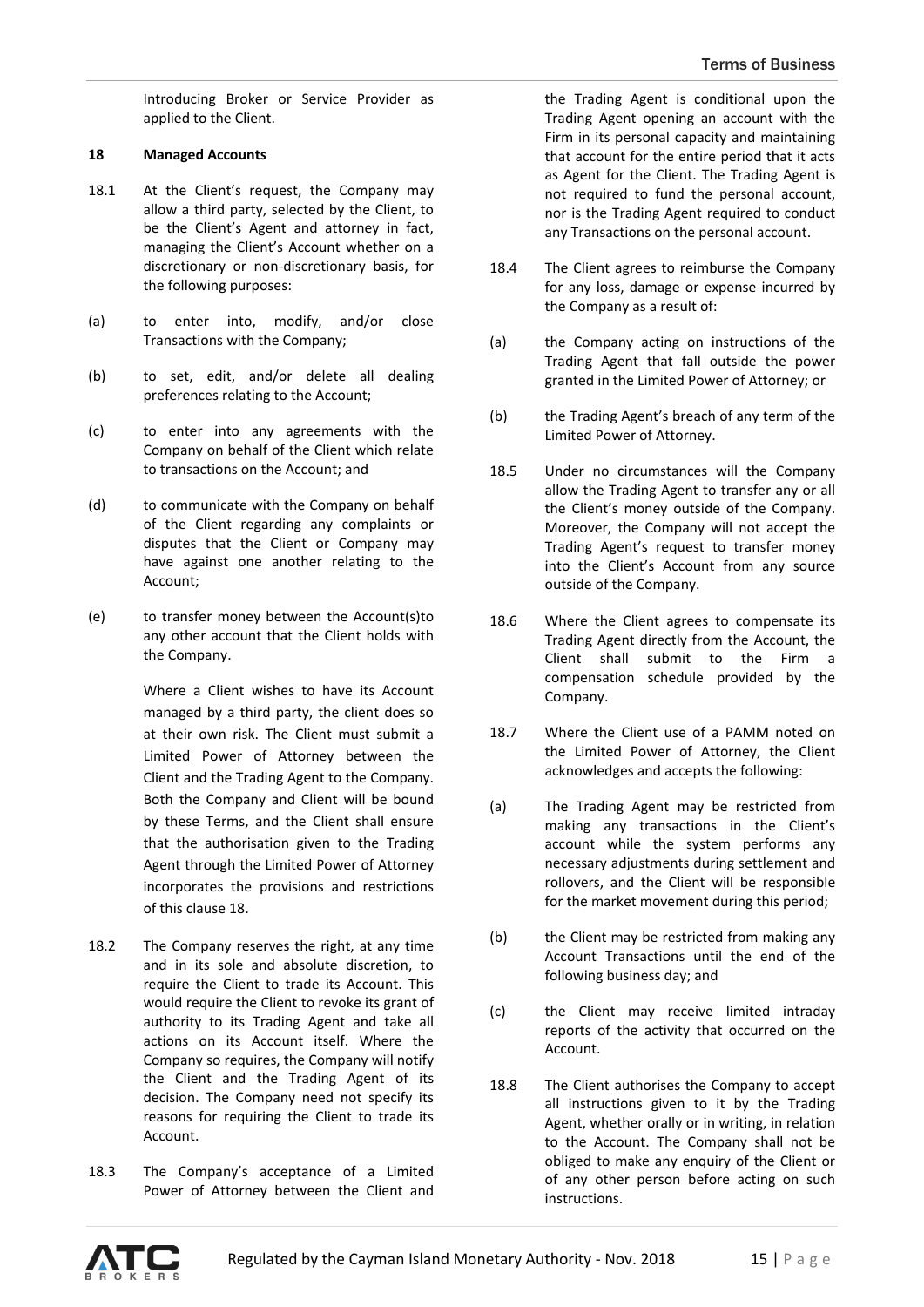Introducing Broker or Service Provider as applied to the Client.

**18 Managed Accounts**

18.1 At the Client's request, the Company may allow a third party, selected by the Client, to be the Client's Agent and attorney in fact, managing the Client's Account whether on a discretionary or non-discretionary basis, for the following purposes:

(a) to enter into, modify, and/or close Transactions with the Company;

(b) to set, edit, and/or delete all dealing preferences relating to the Account;

(c) to enter into any agreements with the Company on behalf of the Client which relate to transactions on the Account; and

(d) to communicate with the Company on behalf of the Client regarding any complaints or disputes that the Client or Company may have against one another relating to the Account;

(e) to transfer money between the Account(s)to any other account that the Client holds with the Company.

Where a Client wishes to have its Account managed by a third party, the client does so at their own risk. The Client must submit a Limited Power of Attorney between the Client and the Trading Agent to the Company. Both the Company and Client will be bound by these Terms, and the Client shall ensure that the authorisation given to the Trading Agent through the Limited Power of Attorney incorporates the provisions and restrictions of this clause 18.

18.2 The Company reserves the right, at any time and in its sole and absolute discretion, to require the Client to trade its Account. This would require the Client to revoke its grant of authority to its Trading Agent and take all actions on its Account itself. Where the Company so requires, the Company will notify the Client and the Trading Agent of its decision. The Company need not specify its reasons for requiring the Client to trade its Account.

18.3 The Company's acceptance of a Limited Power of Attorney between the Client and the Trading Agent is conditional upon the Trading Agent opening an account with the Firm in its personal capacity and maintaining that account for the entire period that it acts as Agent for the Client. The Trading Agent is not required to fund the personal account, nor is the Trading Agent required to conduct any Transactions on the personal account.

18.4 The Client agrees to reimburse the Company for any loss, damage or expense incurred by the Company as a result of:

(a) the Company acting on instructions of the Trading Agent that fall outside the power granted in the Limited Power of Attorney; or

(b) the Trading Agent's breach of any term of the Limited Power of Attorney.

18.5 Under no circumstances will the Company allow the Trading Agent to transfer any or all the Client's money outside of the Company. Moreover, the Company will not accept the Trading Agent's request to transfer money into the Client's Account from any source outside of the Company.

18.6 Where the Client agrees to compensate its Trading Agent directly from the Account, the Client shall submit to the Firm a compensation schedule provided by the Company.

18.7 Where the Client use of a PAMM noted on the Limited Power of Attorney, the Client acknowledges and accepts the following:

(a) The Trading Agent may be restricted from making any transactions in the Client's account while the system performs any necessary adjustments during settlement and rollovers, and the Client will be responsible for the market movement during this period;

(b) the Client may be restricted from making any Account Transactions until the end of the following business day; and

(c) the Client may receive limited intraday reports of the activity that occurred on the Account.

18.8 The Client authorises the Company to accept all instructions given to it by the Trading Agent, whether orally or in writing, in relation to the Account. The Company shall not be obliged to make any enquiry of the Client or of any other person before acting on such instructions.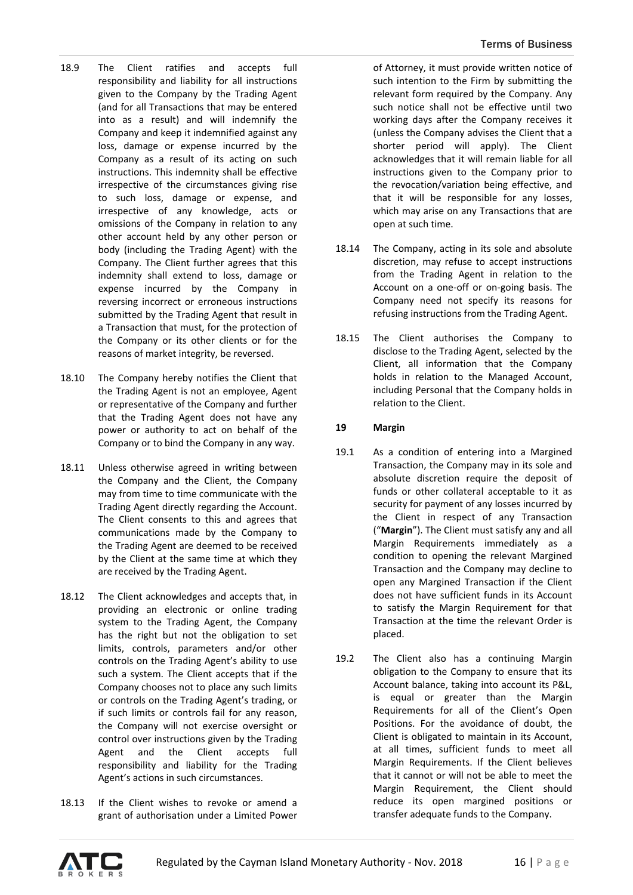18.9 The Client ratifies and accepts full responsibility and liability for all instructions given to the Company by the Trading Agent (and for all Transactions that may be entered into as a result) and will indemnify the Company and keep it indemnified against any loss, damage or expense incurred by the Company as a result of its acting on such instructions. This indemnity shall be effective irrespective of the circumstances giving rise to such loss, damage or expense, and irrespective of any knowledge, acts or omissions of the Company in relation to any other account held by any other person or body (including the Trading Agent) with the Company. The Client further agrees that this indemnity shall extend to loss, damage or expense incurred by the Company in reversing incorrect or erroneous instructions submitted by the Trading Agent that result in a Transaction that must, for the protection of the Company or its other clients or for the reasons of market integrity, be reversed.

18.10 The Company hereby notifies the Client that the Trading Agent is not an employee, Agent or representative of the Company and further that the Trading Agent does not have any power or authority to act on behalf of the Company or to bind the Company in any way.

18.11 Unless otherwise agreed in writing between the Company and the Client, the Company may from time to time communicate with the Trading Agent directly regarding the Account. The Client consents to this and agrees that communications made by the Company to the Trading Agent are deemed to be received by the Client at the same time at which they are received by the Trading Agent.

18.12 The Client acknowledges and accepts that, in providing an electronic or online trading system to the Trading Agent, the Company has the right but not the obligation to set limits, controls, parameters and/or other controls on the Trading Agent's ability to use such a system. The Client accepts that if the Company chooses not to place any such limits or controls on the Trading Agent's trading, or if such limits or controls fail for any reason, the Company will not exercise oversight or control over instructions given by the Trading Agent and the Client accepts full responsibility and liability for the Trading Agent's actions in such circumstances.

18.13 If the Client wishes to revoke or amend a grant of authorisation under a Limited Power of Attorney, it must provide written notice of such intention to the Firm by submitting the relevant form required by the Company. Any such notice shall not be effective until two working days after the Company receives it (unless the Company advises the Client that a shorter period will apply). The Client acknowledges that it will remain liable for all instructions given to the Company prior to the revocation/variation being effective, and that it will be responsible for any losses, which may arise on any Transactions that are open at such time.

18.14 The Company, acting in its sole and absolute discretion, may refuse to accept instructions from the Trading Agent in relation to the Account on a one-off or on-going basis. The Company need not specify its reasons for refusing instructions from the Trading Agent.

18.15 The Client authorises the Company to disclose to the Trading Agent, selected by the Client, all information that the Company holds in relation to the Managed Account, including Personal that the Company holds in relation to the Client.

## 19 Margin

19.1 As a condition of entering into a Margined Transaction, the Company may in its sole and absolute discretion require the deposit of funds or other collateral acceptable to it as security for payment of any losses incurred by the Client in respect of any Transaction ("**Margin**"). The Client must satisfy any and all Margin Requirements immediately as a condition to opening the relevant Margined Transaction and the Company may decline to open any Margined Transaction if the Client does not have sufficient funds in its Account to satisfy the Margin Requirement for that Transaction at the time the relevant Order is placed.

19.2 The Client also has a continuing Margin obligation to the Company to ensure that its Account balance, taking into account its P&L, is equal or greater than the Margin Requirements for all of the Client's Open Positions. For the avoidance of doubt, the Client is obligated to maintain in its Account, at all times, sufficient funds to meet all Margin Requirements. If the Client believes that it cannot or will not be able to meet the Margin Requirement, the Client should reduce its open margined positions or transfer adequate funds to the Company.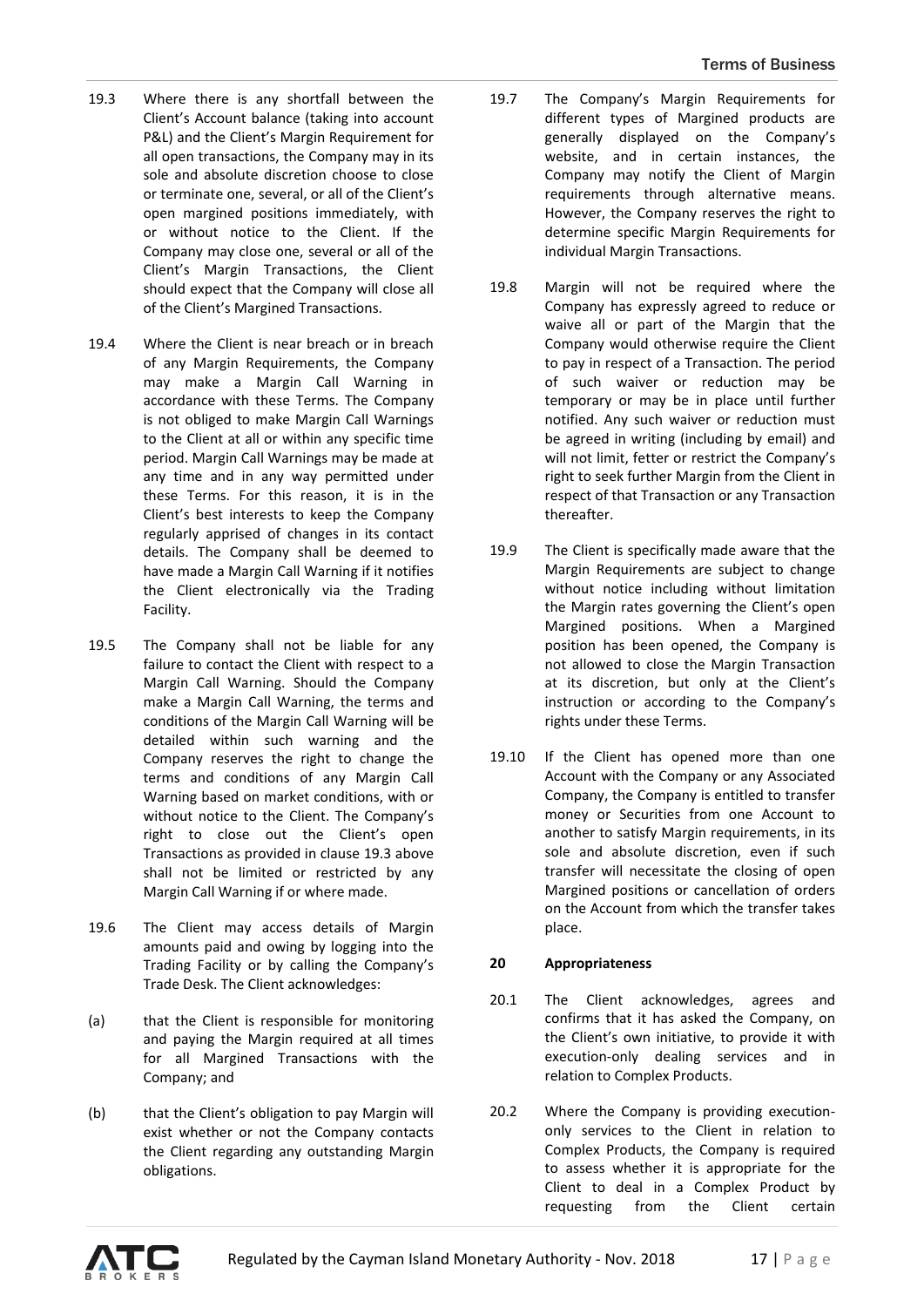19.3 Where there is any shortfall between the Client's Account balance (taking into account P&L) and the Client's Margin Requirement for all open transactions, the Company may in its sole and absolute discretion choose to close or terminate one, several, or all of the Client's open margined positions immediately, with or without notice to the Client. If the Company may close one, several or all of the Client's Margin Transactions, the Client should expect that the Company will close all of the Client's Margined Transactions.

19.4 Where the Client is near breach or in breach of any Margin Requirements, the Company may make a Margin Call Warning in accordance with these Terms. The Company is not obliged to make Margin Call Warnings to the Client at all or within any specific time period. Margin Call Warnings may be made at any time and in any way permitted under these Terms. For this reason, it is in the Client's best interests to keep the Company regularly apprised of changes in its contact details. The Company shall be deemed to have made a Margin Call Warning if it notifies the Client electronically via the Trading Facility.

19.5 The Company shall not be liable for any failure to contact the Client with respect to a Margin Call Warning. Should the Company make a Margin Call Warning, the terms and conditions of the Margin Call Warning will be detailed within such warning and the Company reserves the right to change the terms and conditions of any Margin Call Warning based on market conditions, with or without notice to the Client. The Company's right to close out the Client's open Transactions as provided in clause 19.3 above shall not be limited or restricted by any Margin Call Warning if or where made.

19.6 The Client may access details of Margin amounts paid and owing by logging into the Trading Facility or by calling the Company's Trade Desk. The Client acknowledges:

(a) that the Client is responsible for monitoring and paying the Margin required at all times for all Margined Transactions with the Company; and

(b) that the Client's obligation to pay Margin will exist whether or not the Company contacts the Client regarding any outstanding Margin obligations.

19.7 The Company's Margin Requirements for different types of Margined products are generally displayed on the Company's website, and in certain instances, the Company may notify the Client of Margin requirements through alternative means. However, the Company reserves the right to determine specific Margin Requirements for individual Margin Transactions.

19.8 Margin will not be required where the Company has expressly agreed to reduce or waive all or part of the Margin that the Company would otherwise require the Client to pay in respect of a Transaction. The period of such waiver or reduction may be temporary or may be in place until further notified. Any such waiver or reduction must be agreed in writing (including by email) and will not limit, fetter or restrict the Company's right to seek further Margin from the Client in respect of that Transaction or any Transaction thereafter.

19.9 The Client is specifically made aware that the Margin Requirements are subject to change without notice including without limitation the Margin rates governing the Client's open Margined positions. When a Margined position has been opened, the Company is not allowed to close the Margin Transaction at its discretion, but only at the Client's instruction or according to the Company's rights under these Terms.

19.10 If the Client has opened more than one Account with the Company or any Associated Company, the Company is entitled to transfer money or Securities from one Account to another to satisfy Margin requirements, in its sole and absolute discretion, even if such transfer will necessitate the closing of open Margined positions or cancellation of orders on the Account from which the transfer takes place.

## 20 Appropriateness

20.1 The Client acknowledges, agrees and confirms that it has asked the Company, on the Client's own initiative, to provide it with execution-only dealing services and in relation to Complex Products.

20.2 Where the Company is providing execution-only services to the Client in relation to Complex Products, the Company is required to assess whether it is appropriate for the Client to deal in a Complex Product by requesting from the Client certain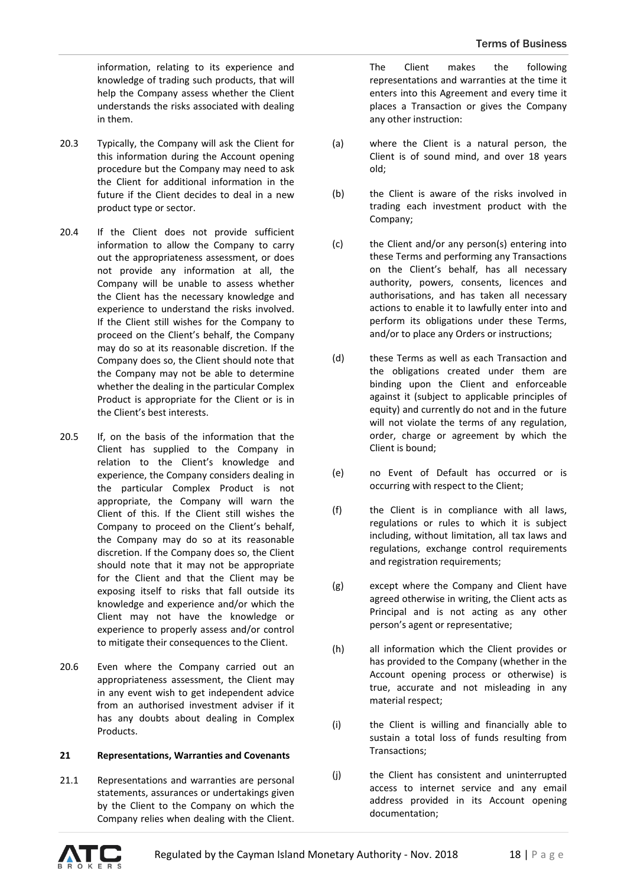information, relating to its experience and knowledge of trading such products, that will help the Company assess whether the Client understands the risks associated with dealing in them.

20.3 Typically, the Company will ask the Client for this information during the Account opening procedure but the Company may need to ask the Client for additional information in the future if the Client decides to deal in a new product type or sector.

20.4 If the Client does not provide sufficient information to allow the Company to carry out the appropriateness assessment, or does not provide any information at all, the Company will be unable to assess whether the Client has the necessary knowledge and experience to understand the risks involved. If the Client still wishes for the Company to proceed on the Client's behalf, the Company may do so at its reasonable discretion. If the Company does so, the Client should note that the Company may not be able to determine whether the dealing in the particular Complex Product is appropriate for the Client or is in the Client's best interests.

20.5 If, on the basis of the information that the Client has supplied to the Company in relation to the Client's knowledge and experience, the Company considers dealing in the particular Complex Product is not appropriate, the Company will warn the Client of this. If the Client still wishes the Company to proceed on the Client's behalf, the Company may do so at its reasonable discretion. If the Company does so, the Client should note that it may not be appropriate for the Client and that the Client may be exposing itself to risks that fall outside its knowledge and experience and/or which the Client may not have the knowledge or experience to properly assess and/or control to mitigate their consequences to the Client.

20.6 Even where the Company carried out an appropriateness assessment, the Client may in any event wish to get independent advice from an authorised investment adviser if it has any doubts about dealing in Complex Products.

**21 Representations, Warranties and Covenants**

21.1 Representations and warranties are personal statements, assurances or undertakings given by the Client to the Company on which the Company relies when dealing with the Client. The Client makes the following representations and warranties at the time it enters into this Agreement and every time it places a Transaction or gives the Company any other instruction:

(a) where the Client is a natural person, the Client is of sound mind, and over 18 years old;

(b) the Client is aware of the risks involved in trading each investment product with the Company;

(c) the Client and/or any person(s) entering into these Terms and performing any Transactions on the Client's behalf, has all necessary authority, powers, consents, licences and authorisations, and has taken all necessary actions to enable it to lawfully enter into and perform its obligations under these Terms, and/or to place any Orders or instructions;

(d) these Terms as well as each Transaction and the obligations created under them are binding upon the Client and enforceable against it (subject to applicable principles of equity) and currently do not and in the future will not violate the terms of any regulation, order, charge or agreement by which the Client is bound;

(e) no Event of Default has occurred or is occurring with respect to the Client;

(f) the Client is in compliance with all laws, regulations or rules to which it is subject including, without limitation, all tax laws and regulations, exchange control requirements and registration requirements;

(g) except where the Company and Client have agreed otherwise in writing, the Client acts as Principal and is not acting as any other person's agent or representative;

(h) all information which the Client provides or has provided to the Company (whether in the Account opening process or otherwise) is true, accurate and not misleading in any material respect;

(i) the Client is willing and financially able to sustain a total loss of funds resulting from Transactions;

(j) the Client has consistent and uninterrupted access to internet service and any email address provided in its Account opening documentation;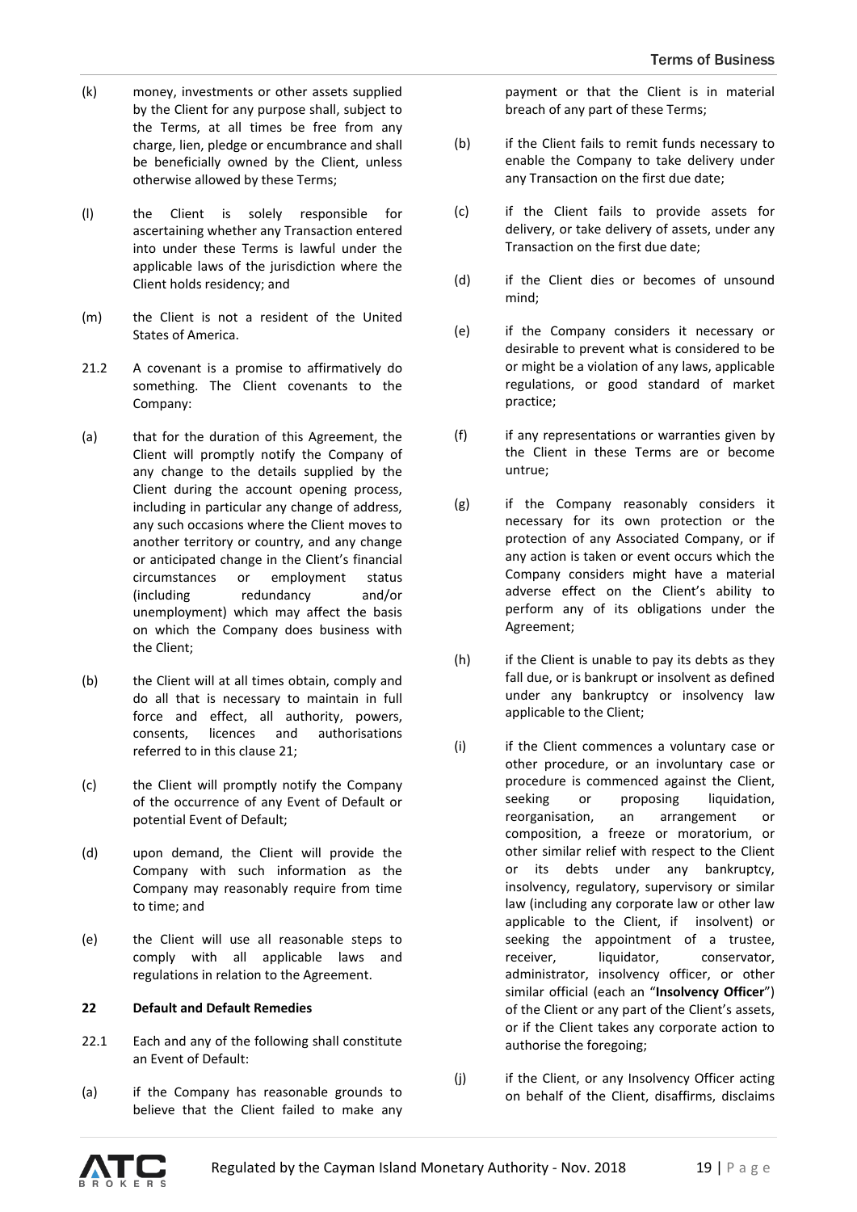(k) money, investments or other assets supplied by the Client for any purpose shall, subject to the Terms, at all times be free from any charge, lien, pledge or encumbrance and shall be beneficially owned by the Client, unless otherwise allowed by these Terms;

(l) the Client is solely responsible for ascertaining whether any Transaction entered into under these Terms is lawful under the applicable laws of the jurisdiction where the Client holds residency; and

(m) the Client is not a resident of the United States of America.

21.2 A covenant is a promise to affirmatively do something. The Client covenants to the Company:

(a) that for the duration of this Agreement, the Client will promptly notify the Company of any change to the details supplied by the Client during the account opening process, including in particular any change of address, any such occasions where the Client moves to another territory or country, and any change or anticipated change in the Client's financial circumstances or employment status (including redundancy and/or unemployment) which may affect the basis on which the Company does business with the Client;

(b) the Client will at all times obtain, comply and do all that is necessary to maintain in full force and effect, all authority, powers, consents, licences and authorisations referred to in this clause 21;

(c) the Client will promptly notify the Company of the occurrence of any Event of Default or potential Event of Default;

(d) upon demand, the Client will provide the Company with such information as the Company may reasonably require from time to time; and

(e) the Client will use all reasonable steps to comply with all applicable laws and regulations in relation to the Agreement.

**22 Default and Default Remedies**

22.1 Each and any of the following shall constitute an Event of Default:

(a) if the Company has reasonable grounds to believe that the Client failed to make any payment or that the Client is in material breach of any part of these Terms;

(b) if the Client fails to remit funds necessary to enable the Company to take delivery under any Transaction on the first due date;

(c) if the Client fails to provide assets for delivery, or take delivery of assets, under any Transaction on the first due date;

(d) if the Client dies or becomes of unsound mind;

(e) if the Company considers it necessary or desirable to prevent what is considered to be or might be a violation of any laws, applicable regulations, or good standard of market practice;

(f) if any representations or warranties given by the Client in these Terms are or become untrue;

(g) if the Company reasonably considers it necessary for its own protection or the protection of any Associated Company, or if any action is taken or event occurs which the Company considers might have a material adverse effect on the Client's ability to perform any of its obligations under the Agreement;

(h) if the Client is unable to pay its debts as they fall due, or is bankrupt or insolvent as defined under any bankruptcy or insolvency law applicable to the Client;

(i) if the Client commences a voluntary case or other procedure, or an involuntary case or procedure is commenced against the Client, seeking or proposing liquidation, reorganisation, an arrangement or composition, a freeze or moratorium, or other similar relief with respect to the Client or its debts under any bankruptcy, insolvency, regulatory, supervisory or similar law (including any corporate law or other law applicable to the Client, if insolvent) or seeking the appointment of a trustee, receiver, liquidator, conservator, administrator, insolvency officer, or other similar official (each an "**Insolvency Officer**") of the Client or any part of the Client's assets, or if the Client takes any corporate action to authorise the foregoing;

(j) if the Client, or any Insolvency Officer acting on behalf of the Client, disaffirms, disclaims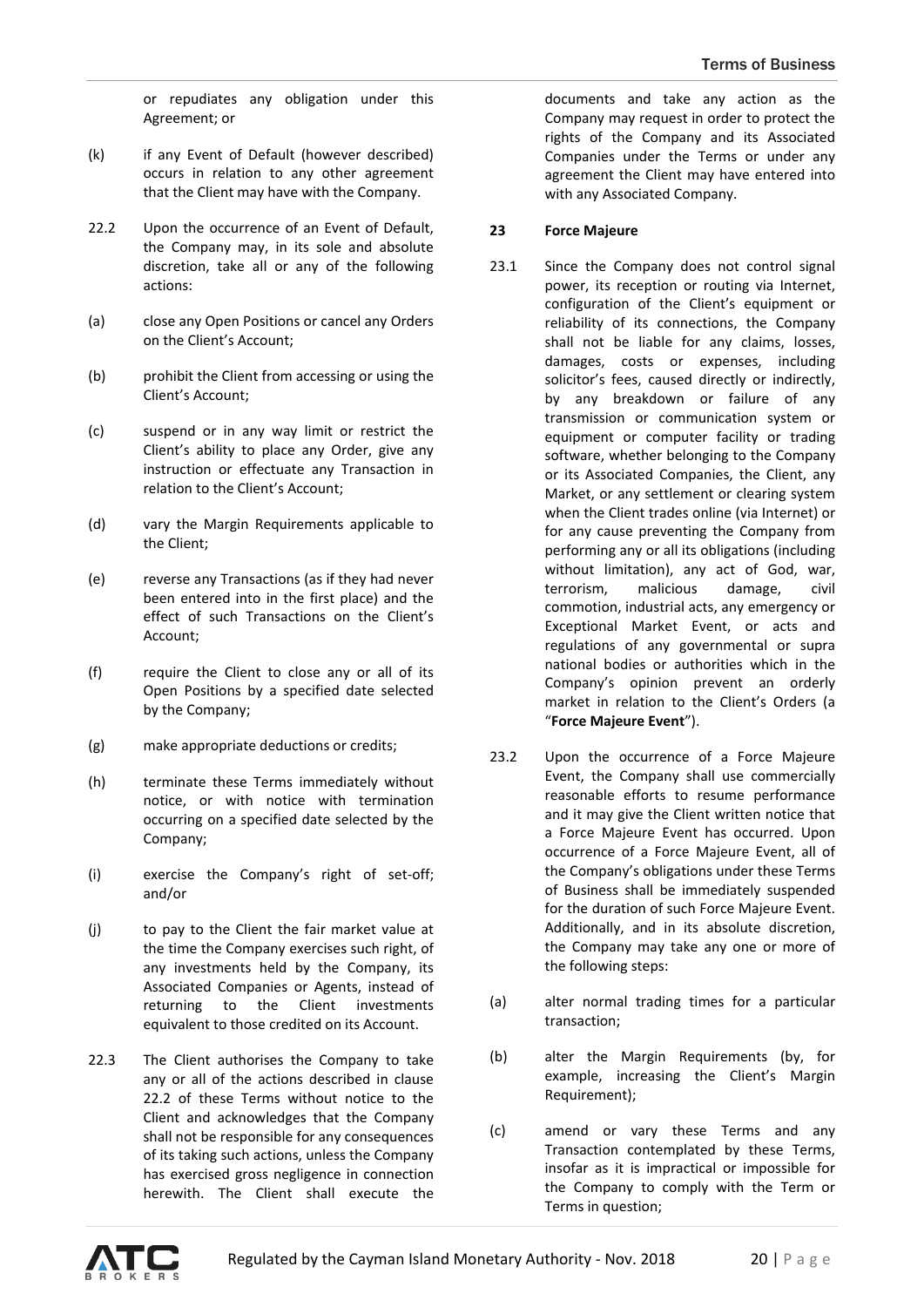or repudiates any obligation under this Agreement; or

(k) if any Event of Default (however described) occurs in relation to any other agreement that the Client may have with the Company.

22.2 Upon the occurrence of an Event of Default, the Company may, in its sole and absolute discretion, take all or any of the following actions:

(a) close any Open Positions or cancel any Orders on the Client's Account;

(b) prohibit the Client from accessing or using the Client's Account;

(c) suspend or in any way limit or restrict the Client's ability to place any Order, give any instruction or effectuate any Transaction in relation to the Client's Account;

(d) vary the Margin Requirements applicable to the Client;

(e) reverse any Transactions (as if they had never been entered into in the first place) and the effect of such Transactions on the Client's Account;

(f) require the Client to close any or all of its Open Positions by a specified date selected by the Company;

(g) make appropriate deductions or credits;

(h) terminate these Terms immediately without notice, or with notice with termination occurring on a specified date selected by the Company;

(i) exercise the Company's right of set-off; and/or

(j) to pay to the Client the fair market value at the time the Company exercises such right, of any investments held by the Company, its Associated Companies or Agents, instead of returning to the Client investments equivalent to those credited on its Account.

22.3 The Client authorises the Company to take any or all of the actions described in clause 22.2 of these Terms without notice to the Client and acknowledges that the Company shall not be responsible for any consequences of its taking such actions, unless the Company has exercised gross negligence in connection herewith. The Client shall execute the documents and take any action as the Company may request in order to protect the rights of the Company and its Associated Companies under the Terms or under any agreement the Client may have entered into with any Associated Company.

## 23 Force Majeure

23.1 Since the Company does not control signal power, its reception or routing via Internet, configuration of the Client's equipment or reliability of its connections, the Company shall not be liable for any claims, losses, damages, costs or expenses, including solicitor's fees, caused directly or indirectly, by any breakdown or failure of any transmission or communication system or equipment or computer facility or trading software, whether belonging to the Company or its Associated Companies, the Client, any Market, or any settlement or clearing system when the Client trades online (via Internet) or for any cause preventing the Company from performing any or all its obligations (including without limitation), any act of God, war, terrorism, malicious damage, civil commotion, industrial acts, any emergency or Exceptional Market Event, or acts and regulations of any governmental or supra national bodies or authorities which in the Company's opinion prevent an orderly market in relation to the Client's Orders (a "**Force Majeure Event**").

23.2 Upon the occurrence of a Force Majeure Event, the Company shall use commercially reasonable efforts to resume performance and it may give the Client written notice that a Force Majeure Event has occurred. Upon occurrence of a Force Majeure Event, all of the Company's obligations under these Terms of Business shall be immediately suspended for the duration of such Force Majeure Event. Additionally, and in its absolute discretion, the Company may take any one or more of the following steps:

(a) alter normal trading times for a particular transaction;

(b) alter the Margin Requirements (by, for example, increasing the Client's Margin Requirement);

(c) amend or vary these Terms and any Transaction contemplated by these Terms, insofar as it is impractical or impossible for the Company to comply with the Term or Terms in question;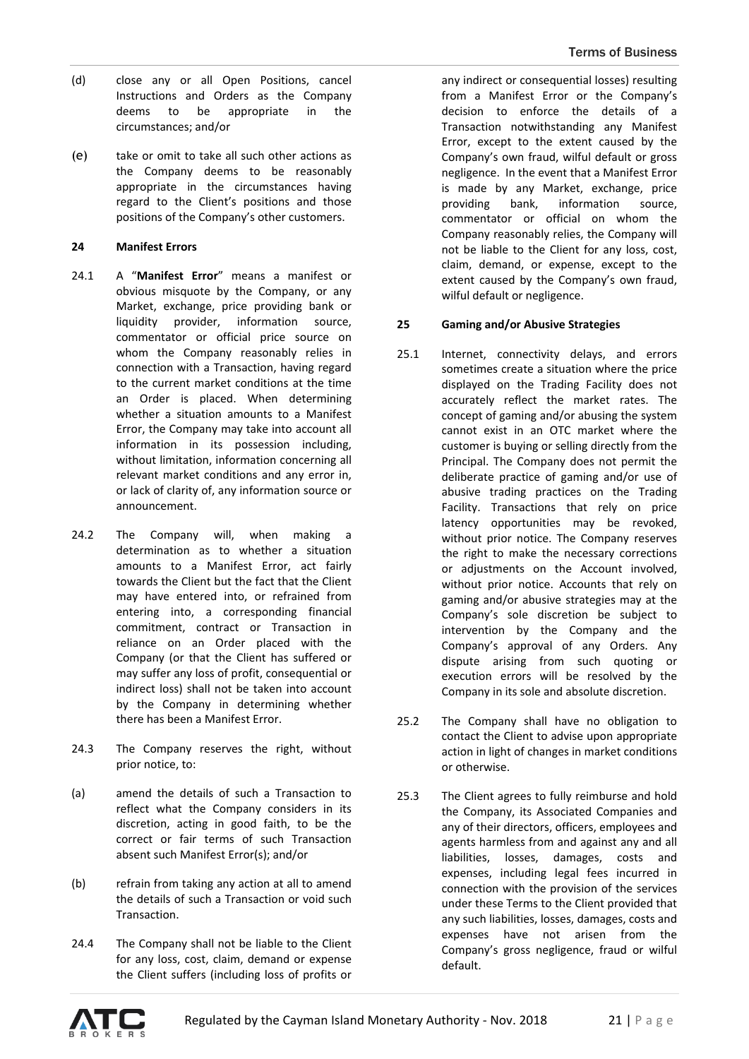(d) close any or all Open Positions, cancel Instructions and Orders as the Company deems to be appropriate in the circumstances; and/or

(e) take or omit to take all such other actions as the Company deems to be reasonably appropriate in the circumstances having regard to the Client's positions and those positions of the Company's other customers.

### 24 Manifest Errors

24.1 A "**Manifest Error**" means a manifest or obvious misquote by the Company, or any Market, exchange, price providing bank or liquidity provider, information source, commentator or official price source on whom the Company reasonably relies in connection with a Transaction, having regard to the current market conditions at the time an Order is placed. When determining whether a situation amounts to a Manifest Error, the Company may take into account all information in its possession including, without limitation, information concerning all relevant market conditions and any error in, or lack of clarity of, any information source or announcement.

24.2 The Company will, when making a determination as to whether a situation amounts to a Manifest Error, act fairly towards the Client but the fact that the Client may have entered into, or refrained from entering into, a corresponding financial commitment, contract or Transaction in reliance on an Order placed with the Company (or that the Client has suffered or may suffer any loss of profit, consequential or indirect loss) shall not be taken into account by the Company in determining whether there has been a Manifest Error.

24.3 The Company reserves the right, without prior notice, to:

(a) amend the details of such a Transaction to reflect what the Company considers in its discretion, acting in good faith, to be the correct or fair terms of such Transaction absent such Manifest Error(s); and/or

(b) refrain from taking any action at all to amend the details of such a Transaction or void such Transaction.

24.4 The Company shall not be liable to the Client for any loss, cost, claim, demand or expense the Client suffers (including loss of profits or any indirect or consequential losses) resulting from a Manifest Error or the Company's decision to enforce the details of a Transaction notwithstanding any Manifest Error, except to the extent caused by the Company's own fraud, wilful default or gross negligence. In the event that a Manifest Error is made by any Market, exchange, price providing bank, information source, commentator or official on whom the Company reasonably relies, the Company will not be liable to the Client for any loss, cost, claim, demand, or expense, except to the extent caused by the Company's own fraud, wilful default or negligence.

### 25 Gaming and/or Abusive Strategies

25.1 Internet, connectivity delays, and errors sometimes create a situation where the price displayed on the Trading Facility does not accurately reflect the market rates. The concept of gaming and/or abusing the system cannot exist in an OTC market where the customer is buying or selling directly from the Principal. The Company does not permit the deliberate practice of gaming and/or use of abusive trading practices on the Trading Facility. Transactions that rely on price latency opportunities may be revoked, without prior notice. The Company reserves the right to make the necessary corrections or adjustments on the Account involved, without prior notice. Accounts that rely on gaming and/or abusive strategies may at the Company's sole discretion be subject to intervention by the Company and the Company's approval of any Orders. Any dispute arising from such quoting or execution errors will be resolved by the Company in its sole and absolute discretion.

25.2 The Company shall have no obligation to contact the Client to advise upon appropriate action in light of changes in market conditions or otherwise.

25.3 The Client agrees to fully reimburse and hold the Company, its Associated Companies and any of their directors, officers, employees and agents harmless from and against any and all liabilities, losses, damages, costs and expenses, including legal fees incurred in connection with the provision of the services under these Terms to the Client provided that any such liabilities, losses, damages, costs and expenses have not arisen from the Company's gross negligence, fraud or wilful default.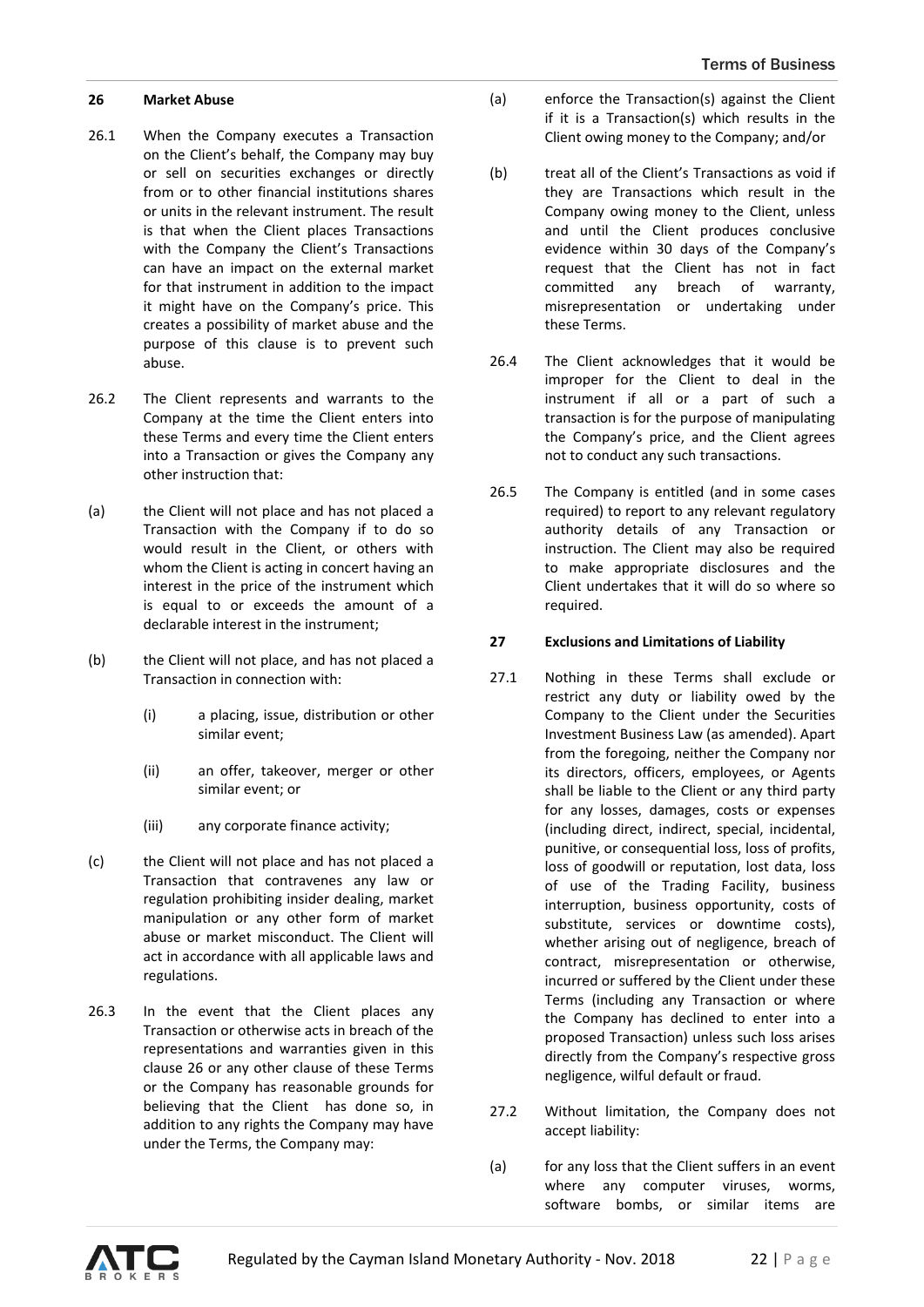## 26 Market Abuse

26.1 When the Company executes a Transaction on the Client's behalf, the Company may buy or sell on securities exchanges or directly from or to other financial institutions shares or units in the relevant instrument. The result is that when the Client places Transactions with the Company the Client's Transactions can have an impact on the external market for that instrument in addition to the impact it might have on the Company's price. This creates a possibility of market abuse and the purpose of this clause is to prevent such abuse.

26.2 The Client represents and warrants to the Company at the time the Client enters into these Terms and every time the Client enters into a Transaction or gives the Company any other instruction that:

(a) the Client will not place and has not placed a Transaction with the Company if to do so would result in the Client, or others with whom the Client is acting in concert having an interest in the price of the instrument which is equal to or exceeds the amount of a declarable interest in the instrument;

(b) the Client will not place, and has not placed a Transaction in connection with:

  (i) a placing, issue, distribution or other similar event;

  (ii) an offer, takeover, merger or other similar event; or

  (iii) any corporate finance activity;

(c) the Client will not place and has not placed a Transaction that contravenes any law or regulation prohibiting insider dealing, market manipulation or any other form of market abuse or market misconduct. The Client will act in accordance with all applicable laws and regulations.

26.3 In the event that the Client places any Transaction or otherwise acts in breach of the representations and warranties given in this clause 26 or any other clause of these Terms or the Company has reasonable grounds for believing that the Client has done so, in addition to any rights the Company may have under the Terms, the Company may:

(a) enforce the Transaction(s) against the Client if it is a Transaction(s) which results in the Client owing money to the Company; and/or

(b) treat all of the Client's Transactions as void if they are Transactions which result in the Company owing money to the Client, unless and until the Client produces conclusive evidence within 30 days of the Company's request that the Client has not in fact committed any breach of warranty, misrepresentation or undertaking under these Terms.

26.4 The Client acknowledges that it would be improper for the Client to deal in the instrument if all or a part of such a transaction is for the purpose of manipulating the Company's price, and the Client agrees not to conduct any such transactions.

26.5 The Company is entitled (and in some cases required) to report to any relevant regulatory authority details of any Transaction or instruction. The Client may also be required to make appropriate disclosures and the Client undertakes that it will do so where so required.

## 27 Exclusions and Limitations of Liability

27.1 Nothing in these Terms shall exclude or restrict any duty or liability owed by the Company to the Client under the Securities Investment Business Law (as amended). Apart from the foregoing, neither the Company nor its directors, officers, employees, or Agents shall be liable to the Client or any third party for any losses, damages, costs or expenses (including direct, indirect, special, incidental, punitive, or consequential loss, loss of profits, loss of goodwill or reputation, lost data, loss of use of the Trading Facility, business interruption, business opportunity, costs of substitute, services or downtime costs), whether arising out of negligence, breach of contract, misrepresentation or otherwise, incurred or suffered by the Client under these Terms (including any Transaction or where the Company has declined to enter into a proposed Transaction) unless such loss arises directly from the Company's respective gross negligence, wilful default or fraud.

27.2 Without limitation, the Company does not accept liability:

(a) for any loss that the Client suffers in an event where any computer viruses, worms, software bombs, or similar items are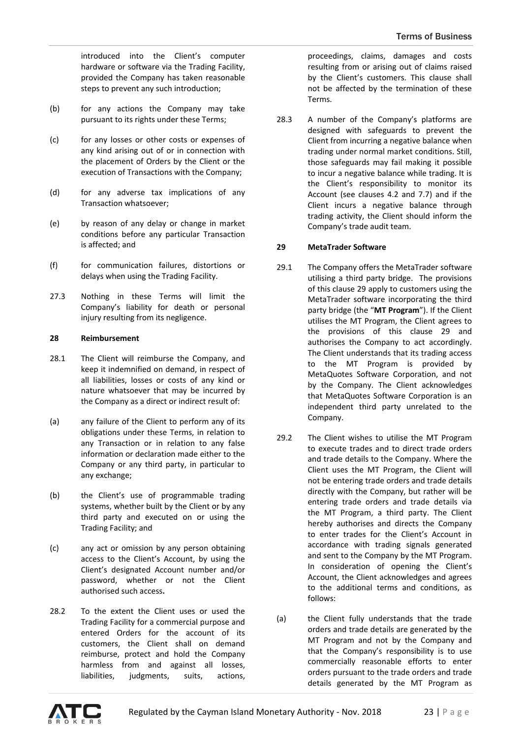introduced into the Client's computer hardware or software via the Trading Facility, provided the Company has taken reasonable steps to prevent any such introduction;

(b) for any actions the Company may take pursuant to its rights under these Terms;

(c) for any losses or other costs or expenses of any kind arising out of or in connection with the placement of Orders by the Client or the execution of Transactions with the Company;

(d) for any adverse tax implications of any Transaction whatsoever;

(e) by reason of any delay or change in market conditions before any particular Transaction is affected; and

(f) for communication failures, distortions or delays when using the Trading Facility.

27.3 Nothing in these Terms will limit the Company's liability for death or personal injury resulting from its negligence.

**28 Reimbursement**

28.1 The Client will reimburse the Company, and keep it indemnified on demand, in respect of all liabilities, losses or costs of any kind or nature whatsoever that may be incurred by the Company as a direct or indirect result of:

(a) any failure of the Client to perform any of its obligations under these Terms, in relation to any Transaction or in relation to any false information or declaration made either to the Company or any third party, in particular to any exchange;

(b) the Client's use of programmable trading systems, whether built by the Client or by any third party and executed on or using the Trading Facility; and

(c) any act or omission by any person obtaining access to the Client's Account, by using the Client's designated Account number and/or password, whether or not the Client authorised such access**.**

28.2 To the extent the Client uses or used the Trading Facility for a commercial purpose and entered Orders for the account of its customers, the Client shall on demand reimburse, protect and hold the Company harmless from and against all losses, liabilities, judgments, suits, actions, proceedings, claims, damages and costs resulting from or arising out of claims raised by the Client's customers. This clause shall not be affected by the termination of these Terms.

28.3 A number of the Company's platforms are designed with safeguards to prevent the Client from incurring a negative balance when trading under normal market conditions. Still, those safeguards may fail making it possible to incur a negative balance while trading. It is the Client's responsibility to monitor its Account (see clauses 4.2 and 7.7) and if the Client incurs a negative balance through trading activity, the Client should inform the Company's trade audit team.

**29 MetaTrader Software**

29.1 The Company offers the MetaTrader software utilising a third party bridge. The provisions of this clause 29 apply to customers using the MetaTrader software incorporating the third party bridge (the "**MT Program**"). If the Client utilises the MT Program, the Client agrees to the provisions of this clause 29 and authorises the Company to act accordingly. The Client understands that its trading access to the MT Program is provided by MetaQuotes Software Corporation, and not by the Company. The Client acknowledges that MetaQuotes Software Corporation is an independent third party unrelated to the Company.

29.2 The Client wishes to utilise the MT Program to execute trades and to direct trade orders and trade details to the Company. Where the Client uses the MT Program, the Client will not be entering trade orders and trade details directly with the Company, but rather will be entering trade orders and trade details via the MT Program, a third party. The Client hereby authorises and directs the Company to enter trades for the Client's Account in accordance with trading signals generated and sent to the Company by the MT Program. In consideration of opening the Client's Account, the Client acknowledges and agrees to the additional terms and conditions, as follows:

(a) the Client fully understands that the trade orders and trade details are generated by the MT Program and not by the Company and that the Company's responsibility is to use commercially reasonable efforts to enter orders pursuant to the trade orders and trade details generated by the MT Program as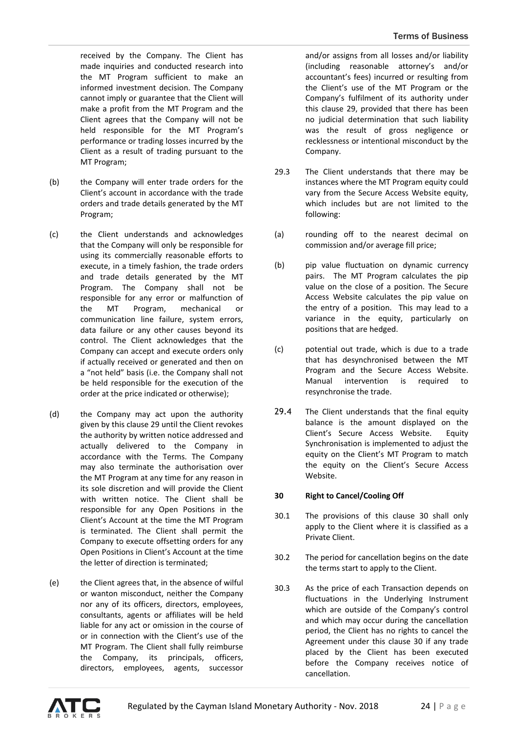received by the Company. The Client has made inquiries and conducted research into the MT Program sufficient to make an informed investment decision. The Company cannot imply or guarantee that the Client will make a profit from the MT Program and the Client agrees that the Company will not be held responsible for the MT Program's performance or trading losses incurred by the Client as a result of trading pursuant to the MT Program;

(b) the Company will enter trade orders for the Client's account in accordance with the trade orders and trade details generated by the MT Program;

(c) the Client understands and acknowledges that the Company will only be responsible for using its commercially reasonable efforts to execute, in a timely fashion, the trade orders and trade details generated by the MT Program. The Company shall not be responsible for any error or malfunction of the MT Program, mechanical or communication line failure, system errors, data failure or any other causes beyond its control. The Client acknowledges that the Company can accept and execute orders only if actually received or generated and then on a "not held" basis (i.e. the Company shall not be held responsible for the execution of the order at the price indicated or otherwise);

(d) the Company may act upon the authority given by this clause 29 until the Client revokes the authority by written notice addressed and actually delivered to the Company in accordance with the Terms. The Company may also terminate the authorisation over the MT Program at any time for any reason in its sole discretion and will provide the Client with written notice. The Client shall be responsible for any Open Positions in the Client's Account at the time the MT Program is terminated. The Client shall permit the Company to execute offsetting orders for any Open Positions in Client's Account at the time the letter of direction is terminated;

(e) the Client agrees that, in the absence of wilful or wanton misconduct, neither the Company nor any of its officers, directors, employees, consultants, agents or affiliates will be held liable for any act or omission in the course of or in connection with the Client's use of the MT Program. The Client shall fully reimburse the Company, its principals, officers, directors, employees, agents, successor and/or assigns from all losses and/or liability (including reasonable attorney's and/or accountant's fees) incurred or resulting from the Client's use of the MT Program or the Company's fulfilment of its authority under this clause 29, provided that there has been no judicial determination that such liability was the result of gross negligence or recklessness or intentional misconduct by the Company.

29.3 The Client understands that there may be instances where the MT Program equity could vary from the Secure Access Website equity, which includes but are not limited to the following:

(a) rounding off to the nearest decimal on commission and/or average fill price;

(b) pip value fluctuation on dynamic currency pairs. The MT Program calculates the pip value on the close of a position. The Secure Access Website calculates the pip value on the entry of a position. This may lead to a variance in the equity, particularly on positions that are hedged.

(c) potential out trade, which is due to a trade that has desynchronised between the MT Program and the Secure Access Website. Manual intervention is required to resynchronise the trade.

29.4 The Client understands that the final equity balance is the amount displayed on the Client's Secure Access Website. Equity Synchronisation is implemented to adjust the equity on the Client's MT Program to match the equity on the Client's Secure Access Website.

**30 Right to Cancel/Cooling Off**

30.1 The provisions of this clause 30 shall only apply to the Client where it is classified as a Private Client.

30.2 The period for cancellation begins on the date the terms start to apply to the Client.

30.3 As the price of each Transaction depends on fluctuations in the Underlying Instrument which are outside of the Company's control and which may occur during the cancellation period, the Client has no rights to cancel the Agreement under this clause 30 if any trade placed by the Client has been executed before the Company receives notice of cancellation.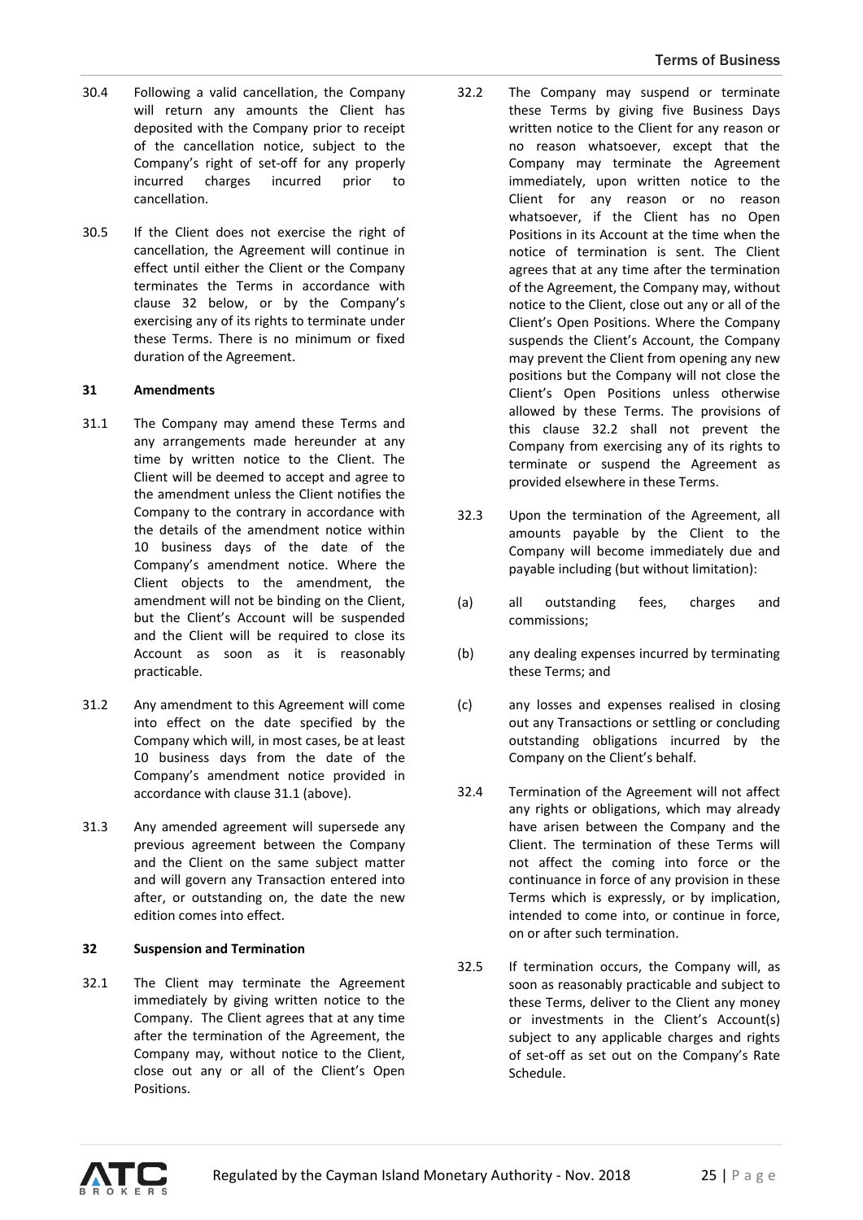30.4 Following a valid cancellation, the Company will return any amounts the Client has deposited with the Company prior to receipt of the cancellation notice, subject to the Company's right of set-off for any properly incurred charges incurred prior to cancellation.

30.5 If the Client does not exercise the right of cancellation, the Agreement will continue in effect until either the Client or the Company terminates the Terms in accordance with clause 32 below, or by the Company's exercising any of its rights to terminate under these Terms. There is no minimum or fixed duration of the Agreement.

**31 Amendments**

31.1 The Company may amend these Terms and any arrangements made hereunder at any time by written notice to the Client. The Client will be deemed to accept and agree to the amendment unless the Client notifies the Company to the contrary in accordance with the details of the amendment notice within 10 business days of the date of the Company's amendment notice. Where the Client objects to the amendment, the amendment will not be binding on the Client, but the Client's Account will be suspended and the Client will be required to close its Account as soon as it is reasonably practicable.

31.2 Any amendment to this Agreement will come into effect on the date specified by the Company which will, in most cases, be at least 10 business days from the date of the Company's amendment notice provided in accordance with clause 31.1 (above).

31.3 Any amended agreement will supersede any previous agreement between the Company and the Client on the same subject matter and will govern any Transaction entered into after, or outstanding on, the date the new edition comes into effect.

**32 Suspension and Termination**

32.1 The Client may terminate the Agreement immediately by giving written notice to the Company. The Client agrees that at any time after the termination of the Agreement, the Company may, without notice to the Client, close out any or all of the Client's Open Positions.

32.2 The Company may suspend or terminate these Terms by giving five Business Days written notice to the Client for any reason or no reason whatsoever, except that the Company may terminate the Agreement immediately, upon written notice to the Client for any reason or no reason whatsoever, if the Client has no Open Positions in its Account at the time when the notice of termination is sent. The Client agrees that at any time after the termination of the Agreement, the Company may, without notice to the Client, close out any or all of the Client's Open Positions. Where the Company suspends the Client's Account, the Company may prevent the Client from opening any new positions but the Company will not close the Client's Open Positions unless otherwise allowed by these Terms. The provisions of this clause 32.2 shall not prevent the Company from exercising any of its rights to terminate or suspend the Agreement as provided elsewhere in these Terms.

32.3 Upon the termination of the Agreement, all amounts payable by the Client to the Company will become immediately due and payable including (but without limitation):

(a) all outstanding fees, charges and commissions;

(b) any dealing expenses incurred by terminating these Terms; and

(c) any losses and expenses realised in closing out any Transactions or settling or concluding outstanding obligations incurred by the Company on the Client's behalf.

32.4 Termination of the Agreement will not affect any rights or obligations, which may already have arisen between the Company and the Client. The termination of these Terms will not affect the coming into force or the continuance in force of any provision in these Terms which is expressly, or by implication, intended to come into, or continue in force, on or after such termination.

32.5 If termination occurs, the Company will, as soon as reasonably practicable and subject to these Terms, deliver to the Client any money or investments in the Client's Account(s) subject to any applicable charges and rights of set-off as set out on the Company's Rate Schedule.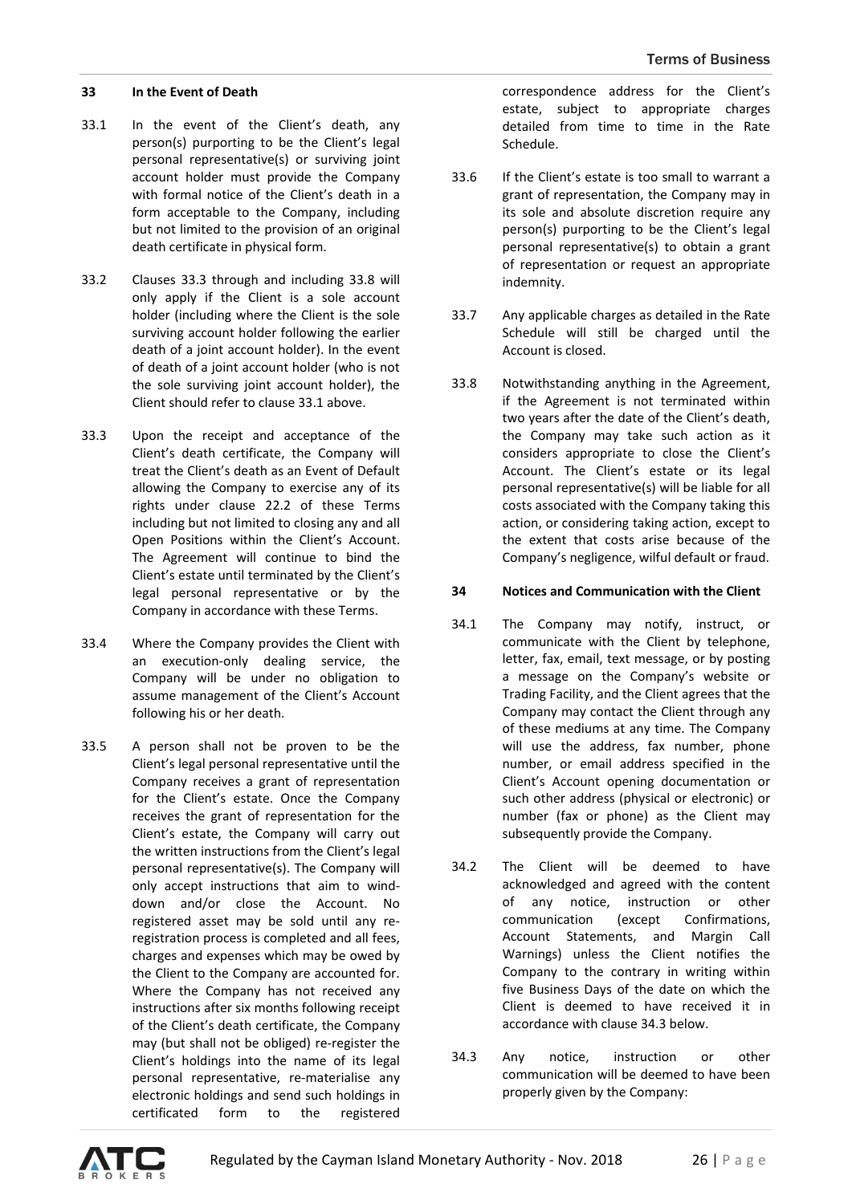## 33 In the Event of Death

33.1 In the event of the Client's death, any person(s) purporting to be the Client's legal personal representative(s) or surviving joint account holder must provide the Company with formal notice of the Client's death in a form acceptable to the Company, including but not limited to the provision of an original death certificate in physical form.

33.2 Clauses 33.3 through and including 33.8 will only apply if the Client is a sole account holder (including where the Client is the sole surviving account holder following the earlier death of a joint account holder). In the event of death of a joint account holder (who is not the sole surviving joint account holder), the Client should refer to clause 33.1 above.

33.3 Upon the receipt and acceptance of the Client's death certificate, the Company will treat the Client's death as an Event of Default allowing the Company to exercise any of its rights under clause 22.2 of these Terms including but not limited to closing any and all Open Positions within the Client's Account. The Agreement will continue to bind the Client's estate until terminated by the Client's legal personal representative or by the Company in accordance with these Terms.

33.4 Where the Company provides the Client with an execution-only dealing service, the Company will be under no obligation to assume management of the Client's Account following his or her death.

33.5 A person shall not be proven to be the Client's legal personal representative until the Company receives a grant of representation for the Client's estate. Once the Company receives the grant of representation for the Client's estate, the Company will carry out the written instructions from the Client's legal personal representative(s). The Company will only accept instructions that aim to wind-down and/or close the Account. No registered asset may be sold until any re-registration process is completed and all fees, charges and expenses which may be owed by the Client to the Company are accounted for. Where the Company has not received any instructions after six months following receipt of the Client's death certificate, the Company may (but shall not be obliged) re-register the Client's holdings into the name of its legal personal representative, re-materialise any electronic holdings and send such holdings in certificated form to the registered correspondence address for the Client's estate, subject to appropriate charges detailed from time to time in the Rate Schedule.

33.6 If the Client's estate is too small to warrant a grant of representation, the Company may in its sole and absolute discretion require any person(s) purporting to be the Client's legal personal representative(s) to obtain a grant of representation or request an appropriate indemnity.

33.7 Any applicable charges as detailed in the Rate Schedule will still be charged until the Account is closed.

33.8 Notwithstanding anything in the Agreement, if the Agreement is not terminated within two years after the date of the Client's death, the Company may take such action as it considers appropriate to close the Client's Account. The Client's estate or its legal personal representative(s) will be liable for all costs associated with the Company taking this action, or considering taking action, except to the extent that costs arise because of the Company's negligence, wilful default or fraud.

## 34 Notices and Communication with the Client

34.1 The Company may notify, instruct, or communicate with the Client by telephone, letter, fax, email, text message, or by posting a message on the Company's website or Trading Facility, and the Client agrees that the Company may contact the Client through any of these mediums at any time. The Company will use the address, fax number, phone number, or email address specified in the Client's Account opening documentation or such other address (physical or electronic) or number (fax or phone) as the Client may subsequently provide the Company.

34.2 The Client will be deemed to have acknowledged and agreed with the content of any notice, instruction or other communication (except Confirmations, Account Statements, and Margin Call Warnings) unless the Client notifies the Company to the contrary in writing within five Business Days of the date on which the Client is deemed to have received it in accordance with clause 34.3 below.

34.3 Any notice, instruction or other communication will be deemed to have been properly given by the Company: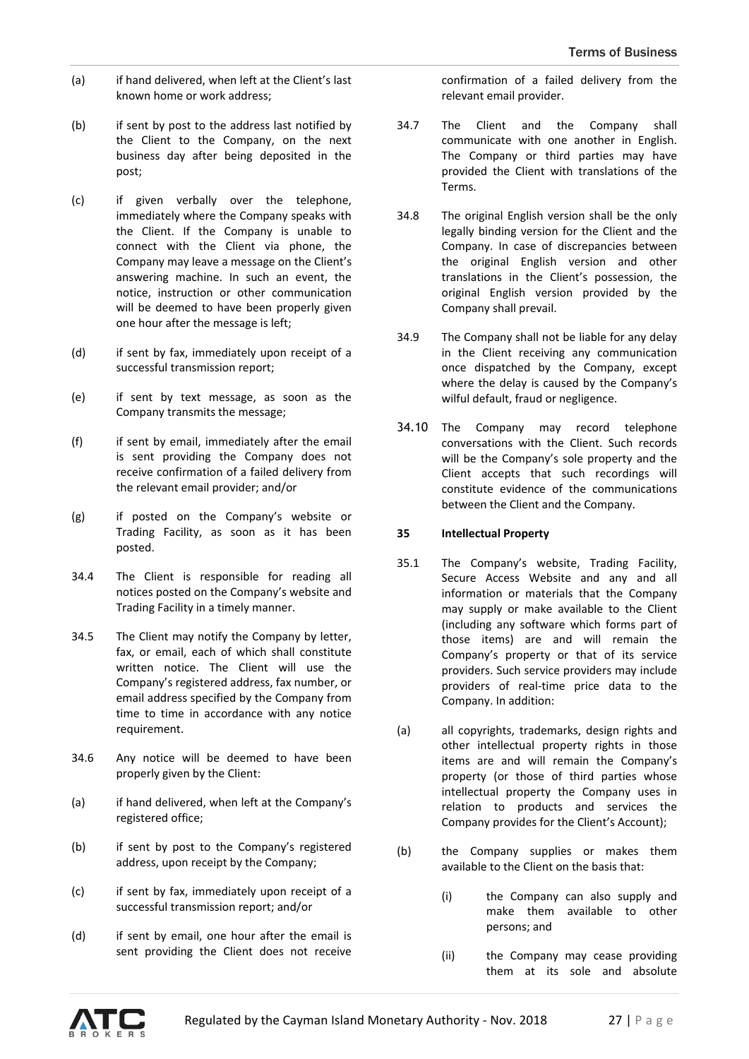(a) if hand delivered, when left at the Client's last known home or work address;

(b) if sent by post to the address last notified by the Client to the Company, on the next business day after being deposited in the post;

(c) if given verbally over the telephone, immediately where the Company speaks with the Client. If the Company is unable to connect with the Client via phone, the Company may leave a message on the Client's answering machine. In such an event, the notice, instruction or other communication will be deemed to have been properly given one hour after the message is left;

(d) if sent by fax, immediately upon receipt of a successful transmission report;

(e) if sent by text message, as soon as the Company transmits the message;

(f) if sent by email, immediately after the email is sent providing the Company does not receive confirmation of a failed delivery from the relevant email provider; and/or

(g) if posted on the Company's website or Trading Facility, as soon as it has been posted.

34.4 The Client is responsible for reading all notices posted on the Company's website and Trading Facility in a timely manner.

34.5 The Client may notify the Company by letter, fax, or email, each of which shall constitute written notice. The Client will use the Company's registered address, fax number, or email address specified by the Company from time to time in accordance with any notice requirement.

34.6 Any notice will be deemed to have been properly given by the Client:

(a) if hand delivered, when left at the Company's registered office;

(b) if sent by post to the Company's registered address, upon receipt by the Company;

(c) if sent by fax, immediately upon receipt of a successful transmission report; and/or

(d) if sent by email, one hour after the email is sent providing the Client does not receive confirmation of a failed delivery from the relevant email provider.

34.7 The Client and the Company shall communicate with one another in English. The Company or third parties may have provided the Client with translations of the Terms.

34.8 The original English version shall be the only legally binding version for the Client and the Company. In case of discrepancies between the original English version and other translations in the Client's possession, the original English version provided by the Company shall prevail.

34.9 The Company shall not be liable for any delay in the Client receiving any communication once dispatched by the Company, except where the delay is caused by the Company's wilful default, fraud or negligence.

34.10 The Company may record telephone conversations with the Client. Such records will be the Company's sole property and the Client accepts that such recordings will constitute evidence of the communications between the Client and the Company.

**35 Intellectual Property**

35.1 The Company's website, Trading Facility, Secure Access Website and any and all information or materials that the Company may supply or make available to the Client (including any software which forms part of those items) are and will remain the Company's property or that of its service providers. Such service providers may include providers of real-time price data to the Company. In addition:

(a) all copyrights, trademarks, design rights and other intellectual property rights in those items are and will remain the Company's property (or those of third parties whose intellectual property the Company uses in relation to products and services the Company provides for the Client's Account);

(b) the Company supplies or makes them available to the Client on the basis that:

(i) the Company can also supply and make them available to other persons; and

(ii) the Company may cease providing them at its sole and absolute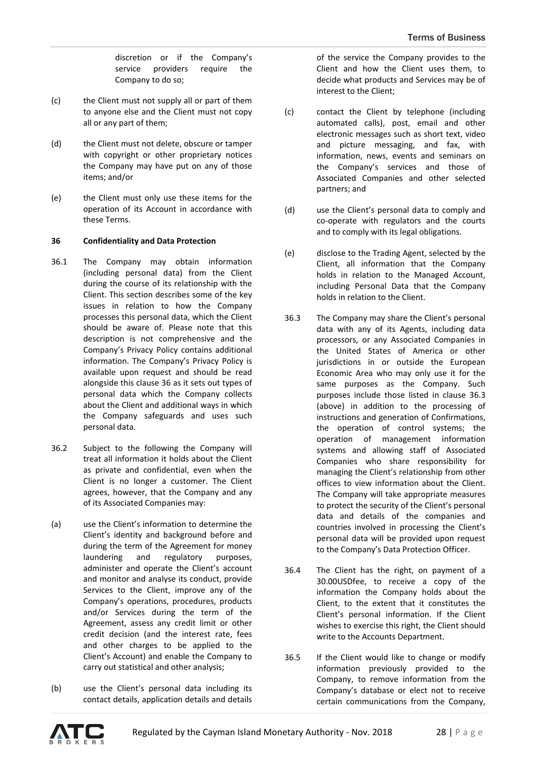discretion or if the Company's service providers require the Company to do so;

(c) the Client must not supply all or part of them to anyone else and the Client must not copy all or any part of them;

(d) the Client must not delete, obscure or tamper with copyright or other proprietary notices the Company may have put on any of those items; and/or

(e) the Client must only use these items for the operation of its Account in accordance with these Terms.

**36 Confidentiality and Data Protection**

36.1 The Company may obtain information (including personal data) from the Client during the course of its relationship with the Client. This section describes some of the key issues in relation to how the Company processes this personal data, which the Client should be aware of. Please note that this description is not comprehensive and the Company's Privacy Policy contains additional information. The Company's Privacy Policy is available upon request and should be read alongside this clause 36 as it sets out types of personal data which the Company collects about the Client and additional ways in which the Company safeguards and uses such personal data.

36.2 Subject to the following the Company will treat all information it holds about the Client as private and confidential, even when the Client is no longer a customer. The Client agrees, however, that the Company and any of its Associated Companies may:

(a) use the Client's information to determine the Client's identity and background before and during the term of the Agreement for money laundering and regulatory purposes, administer and operate the Client's account and monitor and analyse its conduct, provide Services to the Client, improve any of the Company's operations, procedures, products and/or Services during the term of the Agreement, assess any credit limit or other credit decision (and the interest rate, fees and other charges to be applied to the Client's Account) and enable the Company to carry out statistical and other analysis;

(b) use the Client's personal data including its contact details, application details and details of the service the Company provides to the Client and how the Client uses them, to decide what products and Services may be of interest to the Client;

(c) contact the Client by telephone (including automated calls), post, email and other electronic messages such as short text, video and picture messaging, and fax, with information, news, events and seminars on the Company's services and those of Associated Companies and other selected partners; and

(d) use the Client's personal data to comply and co-operate with regulators and the courts and to comply with its legal obligations.

(e) disclose to the Trading Agent, selected by the Client, all information that the Company holds in relation to the Managed Account, including Personal Data that the Company holds in relation to the Client.

36.3 The Company may share the Client's personal data with any of its Agents, including data processors, or any Associated Companies in the United States of America or other jurisdictions in or outside the European Economic Area who may only use it for the same purposes as the Company. Such purposes include those listed in clause 36.3 (above) in addition to the processing of instructions and generation of Confirmations, the operation of control systems; the operation of management information systems and allowing staff of Associated Companies who share responsibility for managing the Client's relationship from other offices to view information about the Client. The Company will take appropriate measures to protect the security of the Client's personal data and details of the companies and countries involved in processing the Client's personal data will be provided upon request to the Company's Data Protection Officer.

36.4 The Client has the right, on payment of a 30.00USDfee, to receive a copy of the information the Company holds about the Client, to the extent that it constitutes the Client's personal information. If the Client wishes to exercise this right, the Client should write to the Accounts Department.

36.5 If the Client would like to change or modify information previously provided to the Company, to remove information from the Company's database or elect not to receive certain communications from the Company,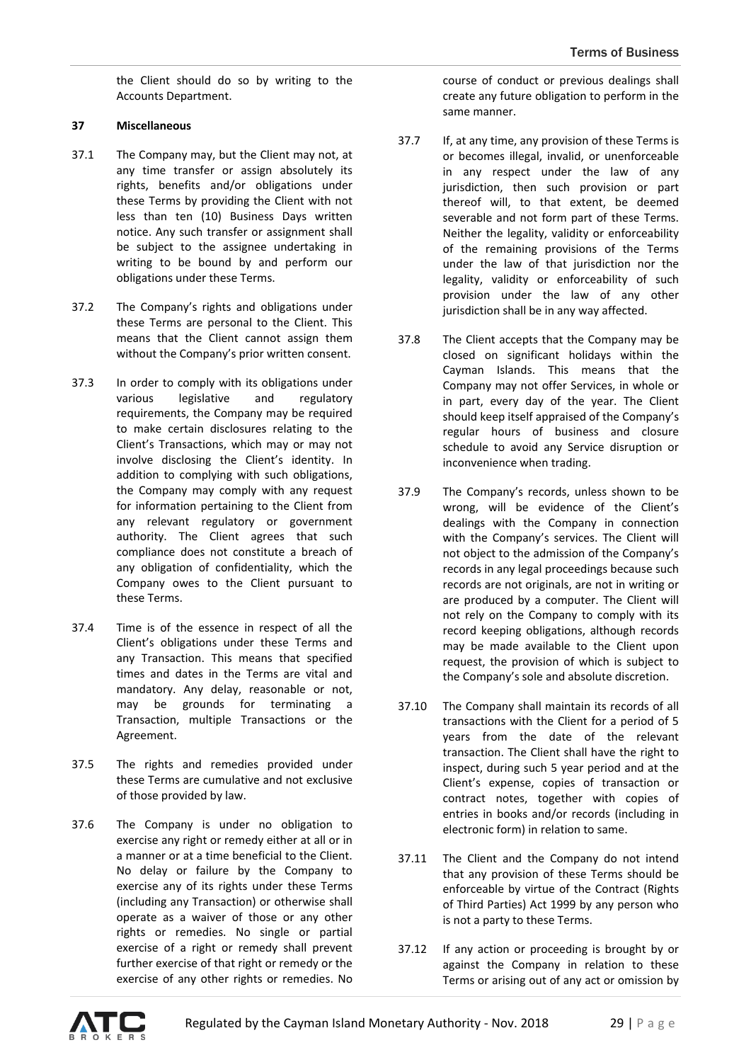the Client should do so by writing to the Accounts Department.

## 37 Miscellaneous

37.1 The Company may, but the Client may not, at any time transfer or assign absolutely its rights, benefits and/or obligations under these Terms by providing the Client with not less than ten (10) Business Days written notice. Any such transfer or assignment shall be subject to the assignee undertaking in writing to be bound by and perform our obligations under these Terms.

37.2 The Company's rights and obligations under these Terms are personal to the Client. This means that the Client cannot assign them without the Company's prior written consent.

37.3 In order to comply with its obligations under various legislative and regulatory requirements, the Company may be required to make certain disclosures relating to the Client's Transactions, which may or may not involve disclosing the Client's identity. In addition to complying with such obligations, the Company may comply with any request for information pertaining to the Client from any relevant regulatory or government authority. The Client agrees that such compliance does not constitute a breach of any obligation of confidentiality, which the Company owes to the Client pursuant to these Terms.

37.4 Time is of the essence in respect of all the Client's obligations under these Terms and any Transaction. This means that specified times and dates in the Terms are vital and mandatory. Any delay, reasonable or not, may be grounds for terminating a Transaction, multiple Transactions or the Agreement.

37.5 The rights and remedies provided under these Terms are cumulative and not exclusive of those provided by law.

37.6 The Company is under no obligation to exercise any right or remedy either at all or in a manner or at a time beneficial to the Client. No delay or failure by the Company to exercise any of its rights under these Terms (including any Transaction) or otherwise shall operate as a waiver of those or any other rights or remedies. No single or partial exercise of a right or remedy shall prevent further exercise of that right or remedy or the exercise of any other rights or remedies. No course of conduct or previous dealings shall create any future obligation to perform in the same manner.

37.7 If, at any time, any provision of these Terms is or becomes illegal, invalid, or unenforceable in any respect under the law of any jurisdiction, then such provision or part thereof will, to that extent, be deemed severable and not form part of these Terms. Neither the legality, validity or enforceability of the remaining provisions of the Terms under the law of that jurisdiction nor the legality, validity or enforceability of such provision under the law of any other jurisdiction shall be in any way affected.

37.8 The Client accepts that the Company may be closed on significant holidays within the Cayman Islands. This means that the Company may not offer Services, in whole or in part, every day of the year. The Client should keep itself appraised of the Company's regular hours of business and closure schedule to avoid any Service disruption or inconvenience when trading.

37.9 The Company's records, unless shown to be wrong, will be evidence of the Client's dealings with the Company in connection with the Company's services. The Client will not object to the admission of the Company's records in any legal proceedings because such records are not originals, are not in writing or are produced by a computer. The Client will not rely on the Company to comply with its record keeping obligations, although records may be made available to the Client upon request, the provision of which is subject to the Company's sole and absolute discretion.

37.10 The Company shall maintain its records of all transactions with the Client for a period of 5 years from the date of the relevant transaction. The Client shall have the right to inspect, during such 5 year period and at the Client's expense, copies of transaction or contract notes, together with copies of entries in books and/or records (including in electronic form) in relation to same.

37.11 The Client and the Company do not intend that any provision of these Terms should be enforceable by virtue of the Contract (Rights of Third Parties) Act 1999 by any person who is not a party to these Terms.

37.12 If any action or proceeding is brought by or against the Company in relation to these Terms or arising out of any act or omission by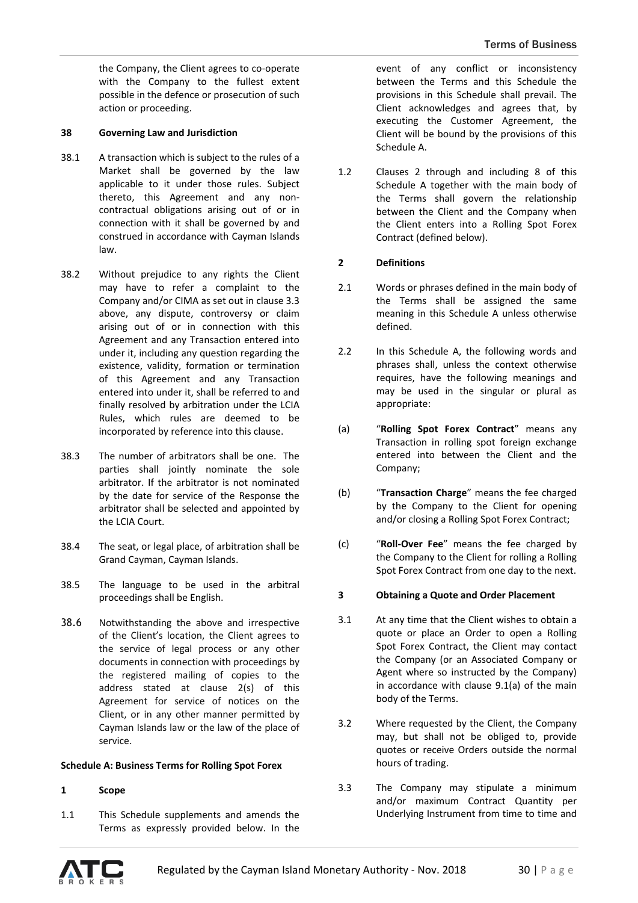the Company, the Client agrees to co-operate with the Company to the fullest extent possible in the defence or prosecution of such action or proceeding.

**38 Governing Law and Jurisdiction**

38.1 A transaction which is subject to the rules of a Market shall be governed by the law applicable to it under those rules. Subject thereto, this Agreement and any non-contractual obligations arising out of or in connection with it shall be governed by and construed in accordance with Cayman Islands law.

38.2 Without prejudice to any rights the Client may have to refer a complaint to the Company and/or CIMA as set out in clause 3.3 above, any dispute, controversy or claim arising out of or in connection with this Agreement and any Transaction entered into under it, including any question regarding the existence, validity, formation or termination of this Agreement and any Transaction entered into under it, shall be referred to and finally resolved by arbitration under the LCIA Rules, which rules are deemed to be incorporated by reference into this clause.

38.3 The number of arbitrators shall be one. The parties shall jointly nominate the sole arbitrator. If the arbitrator is not nominated by the date for service of the Response the arbitrator shall be selected and appointed by the LCIA Court.

38.4 The seat, or legal place, of arbitration shall be Grand Cayman, Cayman Islands.

38.5 The language to be used in the arbitral proceedings shall be English.

38.6 Notwithstanding the above and irrespective of the Client's location, the Client agrees to the service of legal process or any other documents in connection with proceedings by the registered mailing of copies to the address stated at clause 2(s) of this Agreement for service of notices on the Client, or in any other manner permitted by Cayman Islands law or the law of the place of service.

**Schedule A: Business Terms for Rolling Spot Forex**

**1 Scope**

1.1 This Schedule supplements and amends the Terms as expressly provided below. In the event of any conflict or inconsistency between the Terms and this Schedule the provisions in this Schedule shall prevail. The Client acknowledges and agrees that, by executing the Customer Agreement, the Client will be bound by the provisions of this Schedule A.

1.2 Clauses 2 through and including 8 of this Schedule A together with the main body of the Terms shall govern the relationship between the Client and the Company when the Client enters into a Rolling Spot Forex Contract (defined below).

**2 Definitions**

2.1 Words or phrases defined in the main body of the Terms shall be assigned the same meaning in this Schedule A unless otherwise defined.

2.2 In this Schedule A, the following words and phrases shall, unless the context otherwise requires, have the following meanings and may be used in the singular or plural as appropriate:

(a) "**Rolling Spot Forex Contract**" means any Transaction in rolling spot foreign exchange entered into between the Client and the Company;

(b) "**Transaction Charge**" means the fee charged by the Company to the Client for opening and/or closing a Rolling Spot Forex Contract;

(c) "**Roll-Over Fee**" means the fee charged by the Company to the Client for rolling a Rolling Spot Forex Contract from one day to the next.

**3 Obtaining a Quote and Order Placement**

3.1 At any time that the Client wishes to obtain a quote or place an Order to open a Rolling Spot Forex Contract, the Client may contact the Company (or an Associated Company or Agent where so instructed by the Company) in accordance with clause 9.1(a) of the main body of the Terms.

3.2 Where requested by the Client, the Company may, but shall not be obliged to, provide quotes or receive Orders outside the normal hours of trading.

3.3 The Company may stipulate a minimum and/or maximum Contract Quantity per Underlying Instrument from time to time and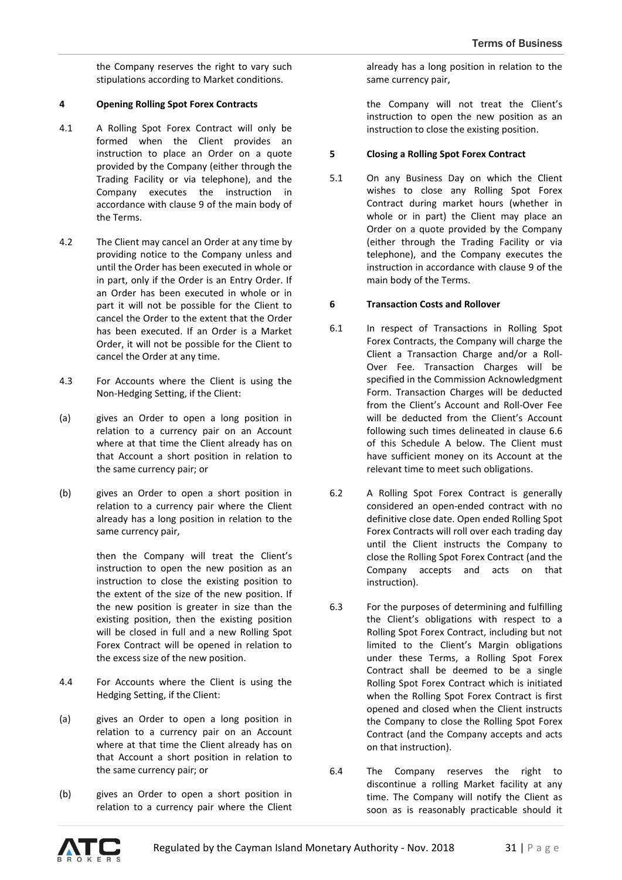the Company reserves the right to vary such stipulations according to Market conditions.

## 4 Opening Rolling Spot Forex Contracts

4.1 A Rolling Spot Forex Contract will only be formed when the Client provides an instruction to place an Order on a quote provided by the Company (either through the Trading Facility or via telephone), and the Company executes the instruction in accordance with clause 9 of the main body of the Terms.

4.2 The Client may cancel an Order at any time by providing notice to the Company unless and until the Order has been executed in whole or in part, only if the Order is an Entry Order. If an Order has been executed in whole or in part it will not be possible for the Client to cancel the Order to the extent that the Order has been executed. If an Order is a Market Order, it will not be possible for the Client to cancel the Order at any time.

4.3 For Accounts where the Client is using the Non-Hedging Setting, if the Client:

(a) gives an Order to open a long position in relation to a currency pair on an Account where at that time the Client already has on that Account a short position in relation to the same currency pair; or

(b) gives an Order to open a short position in relation to a currency pair where the Client already has a long position in relation to the same currency pair,

then the Company will treat the Client's instruction to open the new position as an instruction to close the existing position to the extent of the size of the new position. If the new position is greater in size than the existing position, then the existing position will be closed in full and a new Rolling Spot Forex Contract will be opened in relation to the excess size of the new position.

4.4 For Accounts where the Client is using the Hedging Setting, if the Client:

(a) gives an Order to open a long position in relation to a currency pair on an Account where at that time the Client already has on that Account a short position in relation to the same currency pair; or

(b) gives an Order to open a short position in relation to a currency pair where the Client already has a long position in relation to the same currency pair,

the Company will not treat the Client's instruction to open the new position as an instruction to close the existing position.

## 5 Closing a Rolling Spot Forex Contract

5.1 On any Business Day on which the Client wishes to close any Rolling Spot Forex Contract during market hours (whether in whole or in part) the Client may place an Order on a quote provided by the Company (either through the Trading Facility or via telephone), and the Company executes the instruction in accordance with clause 9 of the main body of the Terms.

## 6 Transaction Costs and Rollover

6.1 In respect of Transactions in Rolling Spot Forex Contracts, the Company will charge the Client a Transaction Charge and/or a Roll-Over Fee. Transaction Charges will be specified in the Commission Acknowledgment Form. Transaction Charges will be deducted from the Client's Account and Roll-Over Fee will be deducted from the Client's Account following such times delineated in clause 6.6 of this Schedule A below. The Client must have sufficient money on its Account at the relevant time to meet such obligations.

6.2 A Rolling Spot Forex Contract is generally considered an open-ended contract with no definitive close date. Open ended Rolling Spot Forex Contracts will roll over each trading day until the Client instructs the Company to close the Rolling Spot Forex Contract (and the Company accepts and acts on that instruction).

6.3 For the purposes of determining and fulfilling the Client's obligations with respect to a Rolling Spot Forex Contract, including but not limited to the Client's Margin obligations under these Terms, a Rolling Spot Forex Contract shall be deemed to be a single Rolling Spot Forex Contract which is initiated when the Rolling Spot Forex Contract is first opened and closed when the Client instructs the Company to close the Rolling Spot Forex Contract (and the Company accepts and acts on that instruction).

6.4 The Company reserves the right to discontinue a rolling Market facility at any time. The Company will notify the Client as soon as is reasonably practicable should it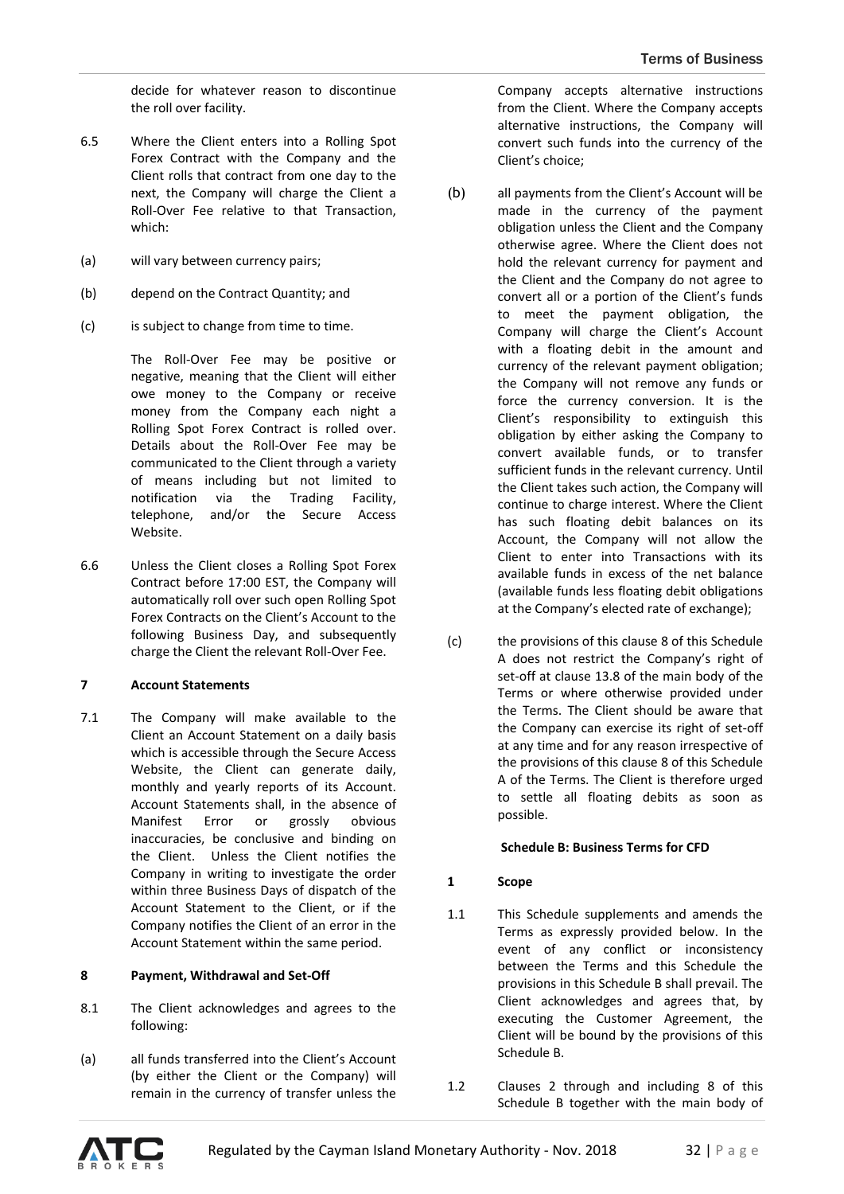decide for whatever reason to discontinue the roll over facility.

6.5 Where the Client enters into a Rolling Spot Forex Contract with the Company and the Client rolls that contract from one day to the next, the Company will charge the Client a Roll-Over Fee relative to that Transaction, which:

(a) will vary between currency pairs;

(b) depend on the Contract Quantity; and

(c) is subject to change from time to time.

The Roll-Over Fee may be positive or negative, meaning that the Client will either owe money to the Company or receive money from the Company each night a Rolling Spot Forex Contract is rolled over. Details about the Roll-Over Fee may be communicated to the Client through a variety of means including but not limited to notification via the Trading Facility, telephone, and/or the Secure Access Website.

6.6 Unless the Client closes a Rolling Spot Forex Contract before 17:00 EST, the Company will automatically roll over such open Rolling Spot Forex Contracts on the Client's Account to the following Business Day, and subsequently charge the Client the relevant Roll-Over Fee.

**7 Account Statements**

7.1 The Company will make available to the Client an Account Statement on a daily basis which is accessible through the Secure Access Website, the Client can generate daily, monthly and yearly reports of its Account. Account Statements shall, in the absence of Manifest Error or grossly obvious inaccuracies, be conclusive and binding on the Client. Unless the Client notifies the Company in writing to investigate the order within three Business Days of dispatch of the Account Statement to the Client, or if the Company notifies the Client of an error in the Account Statement within the same period.

**8 Payment, Withdrawal and Set-Off**

8.1 The Client acknowledges and agrees to the following:

(a) all funds transferred into the Client's Account (by either the Client or the Company) will remain in the currency of transfer unless the Company accepts alternative instructions from the Client. Where the Company accepts alternative instructions, the Company will convert such funds into the currency of the Client's choice;

(b) all payments from the Client's Account will be made in the currency of the payment obligation unless the Client and the Company otherwise agree. Where the Client does not hold the relevant currency for payment and the Client and the Company do not agree to convert all or a portion of the Client's funds to meet the payment obligation, the Company will charge the Client's Account with a floating debit in the amount and currency of the relevant payment obligation; the Company will not remove any funds or force the currency conversion. It is the Client's responsibility to extinguish this obligation by either asking the Company to convert available funds, or to transfer sufficient funds in the relevant currency. Until the Client takes such action, the Company will continue to charge interest. Where the Client has such floating debit balances on its Account, the Company will not allow the Client to enter into Transactions with its available funds in excess of the net balance (available funds less floating debit obligations at the Company's elected rate of exchange);

(c) the provisions of this clause 8 of this Schedule A does not restrict the Company's right of set-off at clause 13.8 of the main body of the Terms or where otherwise provided under the Terms. The Client should be aware that the Company can exercise its right of set-off at any time and for any reason irrespective of the provisions of this clause 8 of this Schedule A of the Terms. The Client is therefore urged to settle all floating debits as soon as possible.

**Schedule B: Business Terms for CFD**

**1 Scope**

1.1 This Schedule supplements and amends the Terms as expressly provided below. In the event of any conflict or inconsistency between the Terms and this Schedule the provisions in this Schedule B shall prevail. The Client acknowledges and agrees that, by executing the Customer Agreement, the Client will be bound by the provisions of this Schedule B.

1.2 Clauses 2 through and including 8 of this Schedule B together with the main body of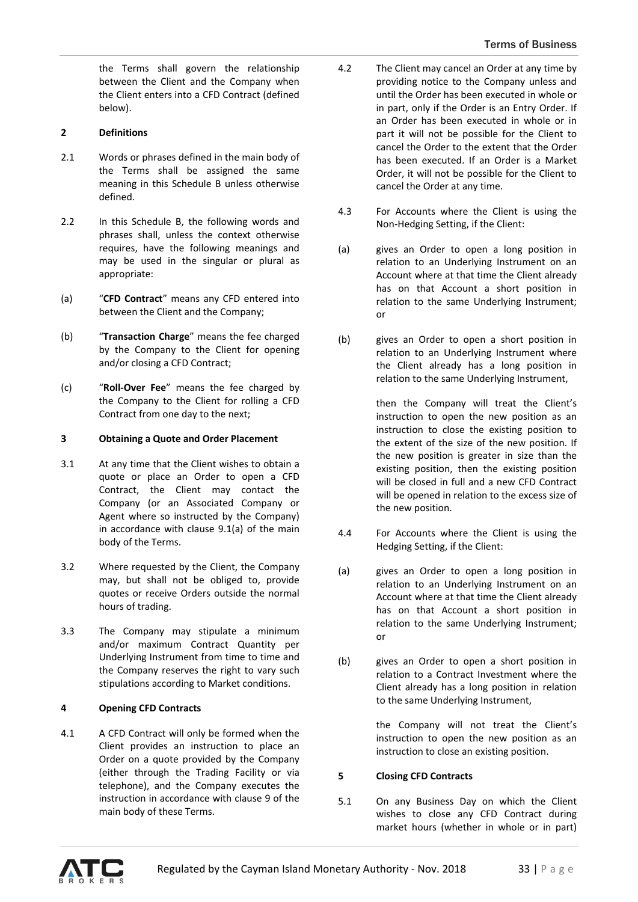the Terms shall govern the relationship between the Client and the Company when the Client enters into a CFD Contract (defined below).

## 2 Definitions

2.1 Words or phrases defined in the main body of the Terms shall be assigned the same meaning in this Schedule B unless otherwise defined.

2.2 In this Schedule B, the following words and phrases shall, unless the context otherwise requires, have the following meanings and may be used in the singular or plural as appropriate:

(a) "**CFD Contract**" means any CFD entered into between the Client and the Company;

(b) "**Transaction Charge**" means the fee charged by the Company to the Client for opening and/or closing a CFD Contract;

(c) "**Roll-Over Fee**" means the fee charged by the Company to the Client for rolling a CFD Contract from one day to the next;

## 3 Obtaining a Quote and Order Placement

3.1 At any time that the Client wishes to obtain a quote or place an Order to open a CFD Contract, the Client may contact the Company (or an Associated Company or Agent where so instructed by the Company) in accordance with clause 9.1(a) of the main body of the Terms.

3.2 Where requested by the Client, the Company may, but shall not be obliged to, provide quotes or receive Orders outside the normal hours of trading.

3.3 The Company may stipulate a minimum and/or maximum Contract Quantity per Underlying Instrument from time to time and the Company reserves the right to vary such stipulations according to Market conditions.

## 4 Opening CFD Contracts

4.1 A CFD Contract will only be formed when the Client provides an instruction to place an Order on a quote provided by the Company (either through the Trading Facility or via telephone), and the Company executes the instruction in accordance with clause 9 of the main body of these Terms.

4.2 The Client may cancel an Order at any time by providing notice to the Company unless and until the Order has been executed in whole or in part, only if the Order is an Entry Order. If an Order has been executed in whole or in part it will not be possible for the Client to cancel the Order to the extent that the Order has been executed. If an Order is a Market Order, it will not be possible for the Client to cancel the Order at any time.

4.3 For Accounts where the Client is using the Non-Hedging Setting, if the Client:

(a) gives an Order to open a long position in relation to an Underlying Instrument on an Account where at that time the Client already has on that Account a short position in relation to the same Underlying Instrument; or

(b) gives an Order to open a short position in relation to an Underlying Instrument where the Client already has a long position in relation to the same Underlying Instrument,

then the Company will treat the Client's instruction to open the new position as an instruction to close the existing position to the extent of the size of the new position. If the new position is greater in size than the existing position, then the existing position will be closed in full and a new CFD Contract will be opened in relation to the excess size of the new position.

4.4 For Accounts where the Client is using the Hedging Setting, if the Client:

(a) gives an Order to open a long position in relation to an Underlying Instrument on an Account where at that time the Client already has on that Account a short position in relation to the same Underlying Instrument; or

(b) gives an Order to open a short position in relation to a Contract Investment where the Client already has a long position in relation to the same Underlying Instrument,

the Company will not treat the Client's instruction to open the new position as an instruction to close an existing position.

## 5 Closing CFD Contracts

5.1 On any Business Day on which the Client wishes to close any CFD Contract during market hours (whether in whole or in part)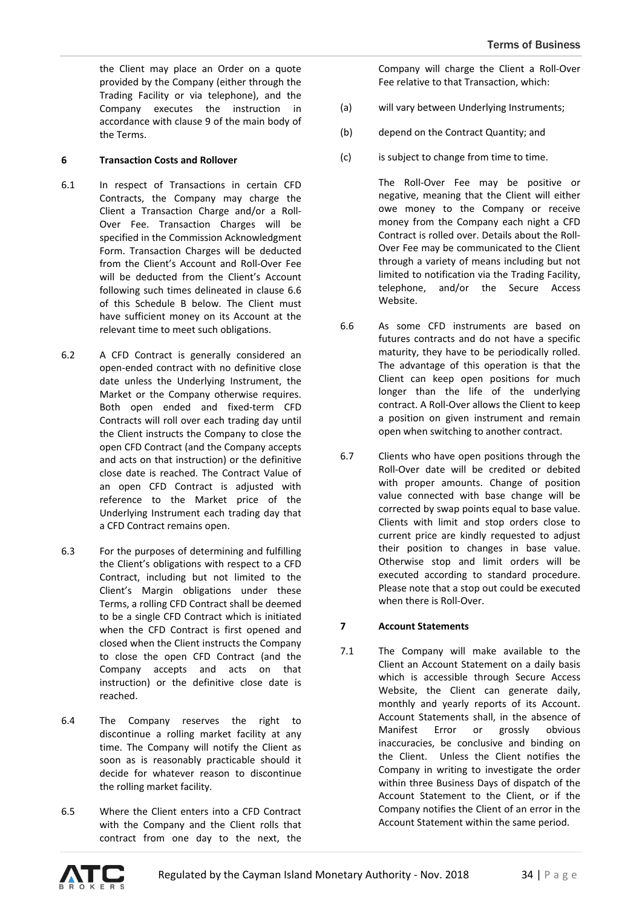the Client may place an Order on a quote provided by the Company (either through the Trading Facility or via telephone), and the Company executes the instruction in accordance with clause 9 of the main body of the Terms.

**6 Transaction Costs and Rollover**

6.1 In respect of Transactions in certain CFD Contracts, the Company may charge the Client a Transaction Charge and/or a Roll-Over Fee. Transaction Charges will be specified in the Commission Acknowledgment Form. Transaction Charges will be deducted from the Client's Account and Roll-Over Fee will be deducted from the Client's Account following such times delineated in clause 6.6 of this Schedule B below. The Client must have sufficient money on its Account at the relevant time to meet such obligations.

6.2 A CFD Contract is generally considered an open-ended contract with no definitive close date unless the Underlying Instrument, the Market or the Company otherwise requires. Both open ended and fixed-term CFD Contracts will roll over each trading day until the Client instructs the Company to close the open CFD Contract (and the Company accepts and acts on that instruction) or the definitive close date is reached. The Contract Value of an open CFD Contract is adjusted with reference to the Market price of the Underlying Instrument each trading day that a CFD Contract remains open.

6.3 For the purposes of determining and fulfilling the Client's obligations with respect to a CFD Contract, including but not limited to the Client's Margin obligations under these Terms, a rolling CFD Contract shall be deemed to be a single CFD Contract which is initiated when the CFD Contract is first opened and closed when the Client instructs the Company to close the open CFD Contract (and the Company accepts and acts on that instruction) or the definitive close date is reached.

6.4 The Company reserves the right to discontinue a rolling market facility at any time. The Company will notify the Client as soon as is reasonably practicable should it decide for whatever reason to discontinue the rolling market facility.

6.5 Where the Client enters into a CFD Contract with the Company and the Client rolls that contract from one day to the next, the Company will charge the Client a Roll-Over Fee relative to that Transaction, which:

(a) will vary between Underlying Instruments;

(b) depend on the Contract Quantity; and

(c) is subject to change from time to time.

The Roll-Over Fee may be positive or negative, meaning that the Client will either owe money to the Company or receive money from the Company each night a CFD Contract is rolled over. Details about the Roll-Over Fee may be communicated to the Client through a variety of means including but not limited to notification via the Trading Facility, telephone, and/or the Secure Access Website.

6.6 As some CFD instruments are based on futures contracts and do not have a specific maturity, they have to be periodically rolled. The advantage of this operation is that the Client can keep open positions for much longer than the life of the underlying contract. A Roll-Over allows the Client to keep a position on given instrument and remain open when switching to another contract.

6.7 Clients who have open positions through the Roll-Over date will be credited or debited with proper amounts. Change of position value connected with base change will be corrected by swap points equal to base value. Clients with limit and stop orders close to current price are kindly requested to adjust their position to changes in base value. Otherwise stop and limit orders will be executed according to standard procedure. Please note that a stop out could be executed when there is Roll-Over.

**7 Account Statements**

7.1 The Company will make available to the Client an Account Statement on a daily basis which is accessible through Secure Access Website, the Client can generate daily, monthly and yearly reports of its Account. Account Statements shall, in the absence of Manifest Error or grossly obvious inaccuracies, be conclusive and binding on the Client. Unless the Client notifies the Company in writing to investigate the order within three Business Days of dispatch of the Account Statement to the Client, or if the Company notifies the Client of an error in the Account Statement within the same period.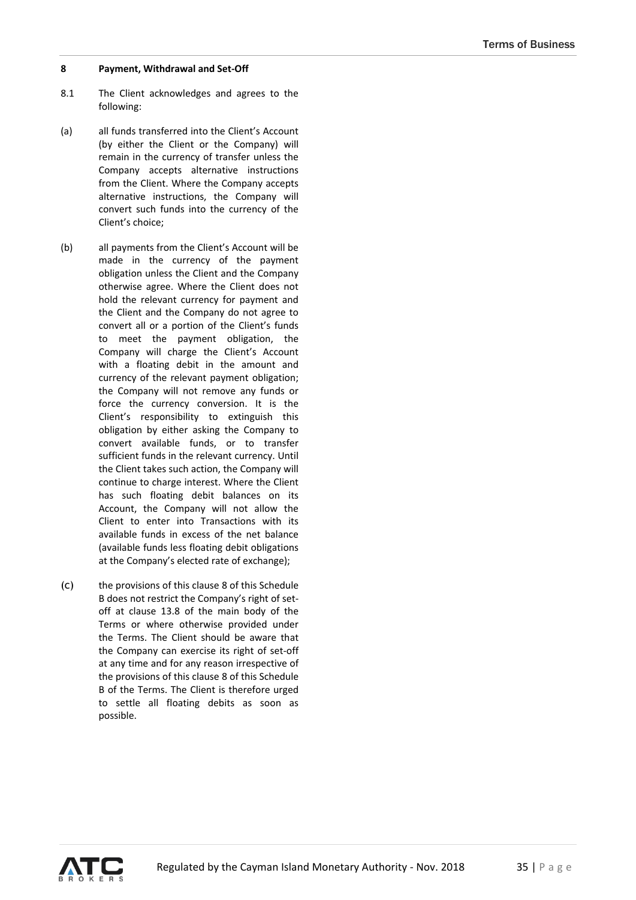## 8 Payment, Withdrawal and Set-Off

8.1 The Client acknowledges and agrees to the following:

(a) all funds transferred into the Client's Account (by either the Client or the Company) will remain in the currency of transfer unless the Company accepts alternative instructions from the Client. Where the Company accepts alternative instructions, the Company will convert such funds into the currency of the Client's choice;

(b) all payments from the Client's Account will be made in the currency of the payment obligation unless the Client and the Company otherwise agree. Where the Client does not hold the relevant currency for payment and the Client and the Company do not agree to convert all or a portion of the Client's funds to meet the payment obligation, the Company will charge the Client's Account with a floating debit in the amount and currency of the relevant payment obligation; the Company will not remove any funds or force the currency conversion. It is the Client's responsibility to extinguish this obligation by either asking the Company to convert available funds, or to transfer sufficient funds in the relevant currency. Until the Client takes such action, the Company will continue to charge interest. Where the Client has such floating debit balances on its Account, the Company will not allow the Client to enter into Transactions with its available funds in excess of the net balance (available funds less floating debit obligations at the Company's elected rate of exchange);

(c) the provisions of this clause 8 of this Schedule B does not restrict the Company's right of set-off at clause 13.8 of the main body of the Terms or where otherwise provided under the Terms. The Client should be aware that the Company can exercise its right of set-off at any time and for any reason irrespective of the provisions of this clause 8 of this Schedule B of the Terms. The Client is therefore urged to settle all floating debits as soon as possible.